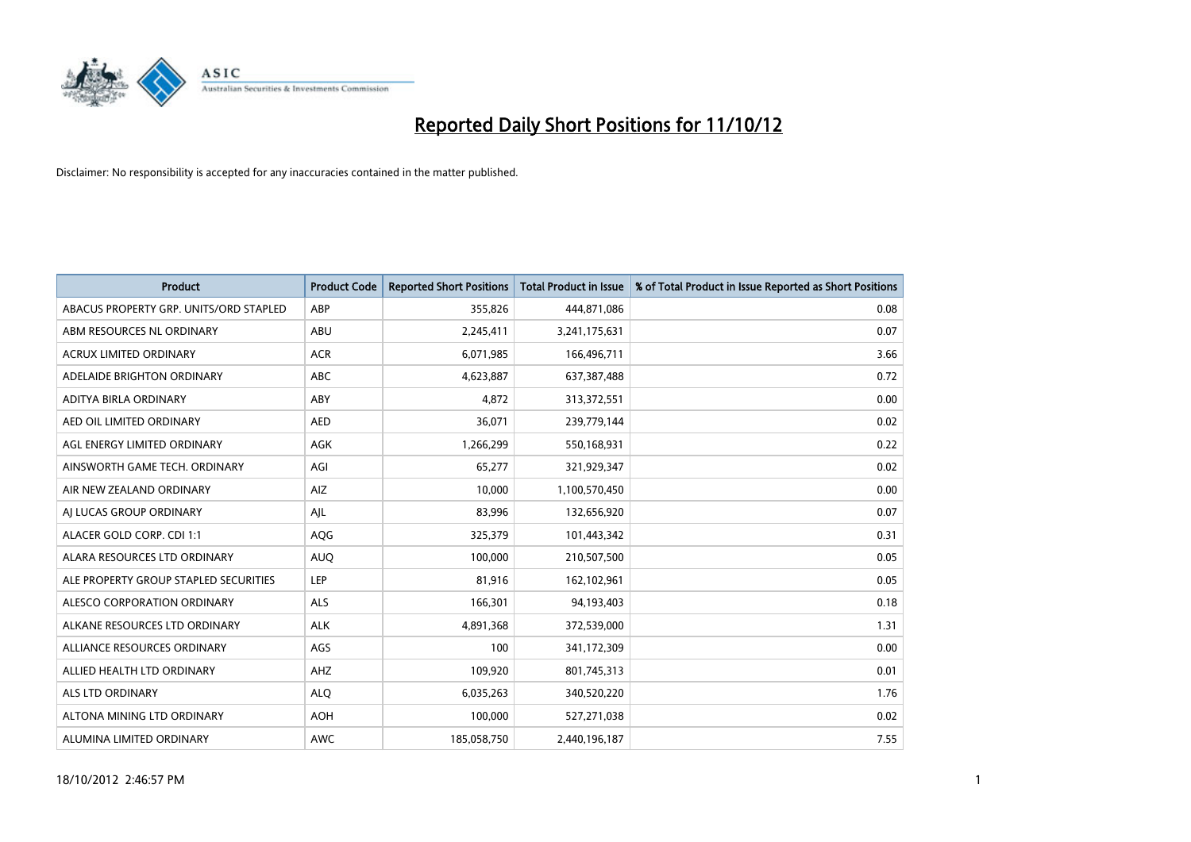# Reported Daily Short Positions for 11/10/12

Disclaimer: No responsibility is accepted for any inaccuracies contained in the matter published.

| Product | Product Code | Reported Short Positions | Total Product in Issue | % of Total Product in Issue Reported as Short Positions |
|---|---|---|---|---|
| ABACUS PROPERTY GRP. UNITS/ORD STAPLED | ABP | 355,826 | 444,871,086 | 0.08 |
| ABM RESOURCES NL ORDINARY | ABU | 2,245,411 | 3,241,175,631 | 0.07 |
| ACRUX LIMITED ORDINARY | ACR | 6,071,985 | 166,496,711 | 3.66 |
| ADELAIDE BRIGHTON ORDINARY | ABC | 4,623,887 | 637,387,488 | 0.72 |
| ADITYA BIRLA ORDINARY | ABY | 4,872 | 313,372,551 | 0.00 |
| AED OIL LIMITED ORDINARY | AED | 36,071 | 239,779,144 | 0.02 |
| AGL ENERGY LIMITED ORDINARY | AGK | 1,266,299 | 550,168,931 | 0.22 |
| AINSWORTH GAME TECH. ORDINARY | AGI | 65,277 | 321,929,347 | 0.02 |
| AIR NEW ZEALAND ORDINARY | AIZ | 10,000 | 1,100,570,450 | 0.00 |
| AJ LUCAS GROUP ORDINARY | AJL | 83,996 | 132,656,920 | 0.07 |
| ALACER GOLD CORP. CDI 1:1 | AQG | 325,379 | 101,443,342 | 0.31 |
| ALARA RESOURCES LTD ORDINARY | AUQ | 100,000 | 210,507,500 | 0.05 |
| ALE PROPERTY GROUP STAPLED SECURITIES | LEP | 81,916 | 162,102,961 | 0.05 |
| ALESCO CORPORATION ORDINARY | ALS | 166,301 | 94,193,403 | 0.18 |
| ALKANE RESOURCES LTD ORDINARY | ALK | 4,891,368 | 372,539,000 | 1.31 |
| ALLIANCE RESOURCES ORDINARY | AGS | 100 | 341,172,309 | 0.00 |
| ALLIED HEALTH LTD ORDINARY | AHZ | 109,920 | 801,745,313 | 0.01 |
| ALS LTD ORDINARY | ALQ | 6,035,263 | 340,520,220 | 1.76 |
| ALTONA MINING LTD ORDINARY | AOH | 100,000 | 527,271,038 | 0.02 |
| ALUMINA LIMITED ORDINARY | AWC | 185,058,750 | 2,440,196,187 | 7.55 |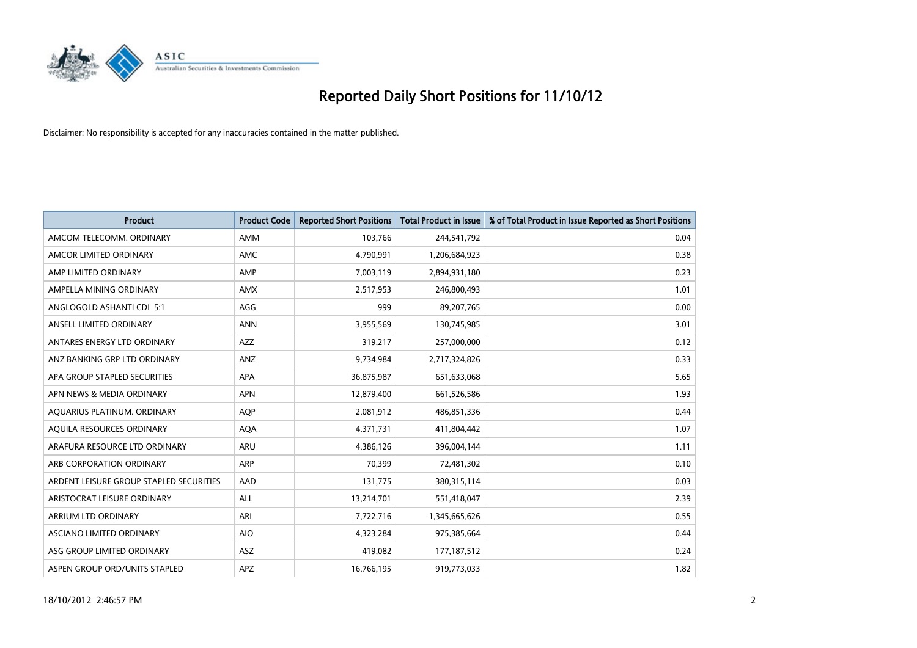# Reported Daily Short Positions for 11/10/12

Disclaimer: No responsibility is accepted for any inaccuracies contained in the matter published.

| Product | Product Code | Reported Short Positions | Total Product in Issue | % of Total Product in Issue Reported as Short Positions |
|---|---|---|---|---|
| AMCOM TELECOMM. ORDINARY | AMM | 103,766 | 244,541,792 | 0.04 |
| AMCOR LIMITED ORDINARY | AMC | 4,790,991 | 1,206,684,923 | 0.38 |
| AMP LIMITED ORDINARY | AMP | 7,003,119 | 2,894,931,180 | 0.23 |
| AMPELLA MINING ORDINARY | AMX | 2,517,953 | 246,800,493 | 1.01 |
| ANGLOGOLD ASHANTI CDI 5:1 | AGG | 999 | 89,207,765 | 0.00 |
| ANSELL LIMITED ORDINARY | ANN | 3,955,569 | 130,745,985 | 3.01 |
| ANTARES ENERGY LTD ORDINARY | AZZ | 319,217 | 257,000,000 | 0.12 |
| ANZ BANKING GRP LTD ORDINARY | ANZ | 9,734,984 | 2,717,324,826 | 0.33 |
| APA GROUP STAPLED SECURITIES | APA | 36,875,987 | 651,633,068 | 5.65 |
| APN NEWS & MEDIA ORDINARY | APN | 12,879,400 | 661,526,586 | 1.93 |
| AQUARIUS PLATINUM. ORDINARY | AQP | 2,081,912 | 486,851,336 | 0.44 |
| AQUILA RESOURCES ORDINARY | AQA | 4,371,731 | 411,804,442 | 1.07 |
| ARAFURA RESOURCE LTD ORDINARY | ARU | 4,386,126 | 396,004,144 | 1.11 |
| ARB CORPORATION ORDINARY | ARP | 70,399 | 72,481,302 | 0.10 |
| ARDENT LEISURE GROUP STAPLED SECURITIES | AAD | 131,775 | 380,315,114 | 0.03 |
| ARISTOCRAT LEISURE ORDINARY | ALL | 13,214,701 | 551,418,047 | 2.39 |
| ARRIUM LTD ORDINARY | ARI | 7,722,716 | 1,345,665,626 | 0.55 |
| ASCIANO LIMITED ORDINARY | AIO | 4,323,284 | 975,385,664 | 0.44 |
| ASG GROUP LIMITED ORDINARY | ASZ | 419,082 | 177,187,512 | 0.24 |
| ASPEN GROUP ORD/UNITS STAPLED | APZ | 16,766,195 | 919,773,033 | 1.82 |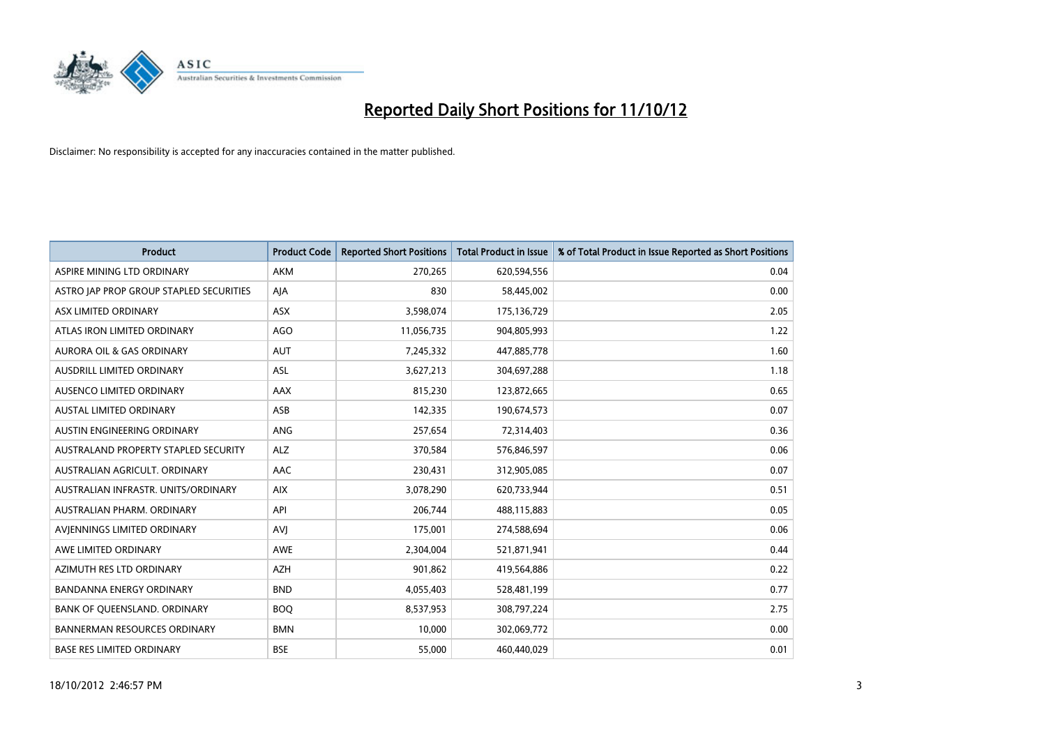# Reported Daily Short Positions for 11/10/12

Disclaimer: No responsibility is accepted for any inaccuracies contained in the matter published.

| Product | Product Code | Reported Short Positions | Total Product in Issue | % of Total Product in Issue Reported as Short Positions |
|---|---|---|---|---|
| ASPIRE MINING LTD ORDINARY | AKM | 270,265 | 620,594,556 | 0.04 |
| ASTRO JAP PROP GROUP STAPLED SECURITIES | AJA | 830 | 58,445,002 | 0.00 |
| ASX LIMITED ORDINARY | ASX | 3,598,074 | 175,136,729 | 2.05 |
| ATLAS IRON LIMITED ORDINARY | AGO | 11,056,735 | 904,805,993 | 1.22 |
| AURORA OIL & GAS ORDINARY | AUT | 7,245,332 | 447,885,778 | 1.60 |
| AUSDRILL LIMITED ORDINARY | ASL | 3,627,213 | 304,697,288 | 1.18 |
| AUSENCO LIMITED ORDINARY | AAX | 815,230 | 123,872,665 | 0.65 |
| AUSTAL LIMITED ORDINARY | ASB | 142,335 | 190,674,573 | 0.07 |
| AUSTIN ENGINEERING ORDINARY | ANG | 257,654 | 72,314,403 | 0.36 |
| AUSTRALAND PROPERTY STAPLED SECURITY | ALZ | 370,584 | 576,846,597 | 0.06 |
| AUSTRALIAN AGRICULT. ORDINARY | AAC | 230,431 | 312,905,085 | 0.07 |
| AUSTRALIAN INFRASTR. UNITS/ORDINARY | AIX | 3,078,290 | 620,733,944 | 0.51 |
| AUSTRALIAN PHARM. ORDINARY | API | 206,744 | 488,115,883 | 0.05 |
| AVJENNINGS LIMITED ORDINARY | AVJ | 175,001 | 274,588,694 | 0.06 |
| AWE LIMITED ORDINARY | AWE | 2,304,004 | 521,871,941 | 0.44 |
| AZIMUTH RES LTD ORDINARY | AZH | 901,862 | 419,564,886 | 0.22 |
| BANDANNA ENERGY ORDINARY | BND | 4,055,403 | 528,481,199 | 0.77 |
| BANK OF QUEENSLAND. ORDINARY | BOQ | 8,537,953 | 308,797,224 | 2.75 |
| BANNERMAN RESOURCES ORDINARY | BMN | 10,000 | 302,069,772 | 0.00 |
| BASE RES LIMITED ORDINARY | BSE | 55,000 | 460,440,029 | 0.01 |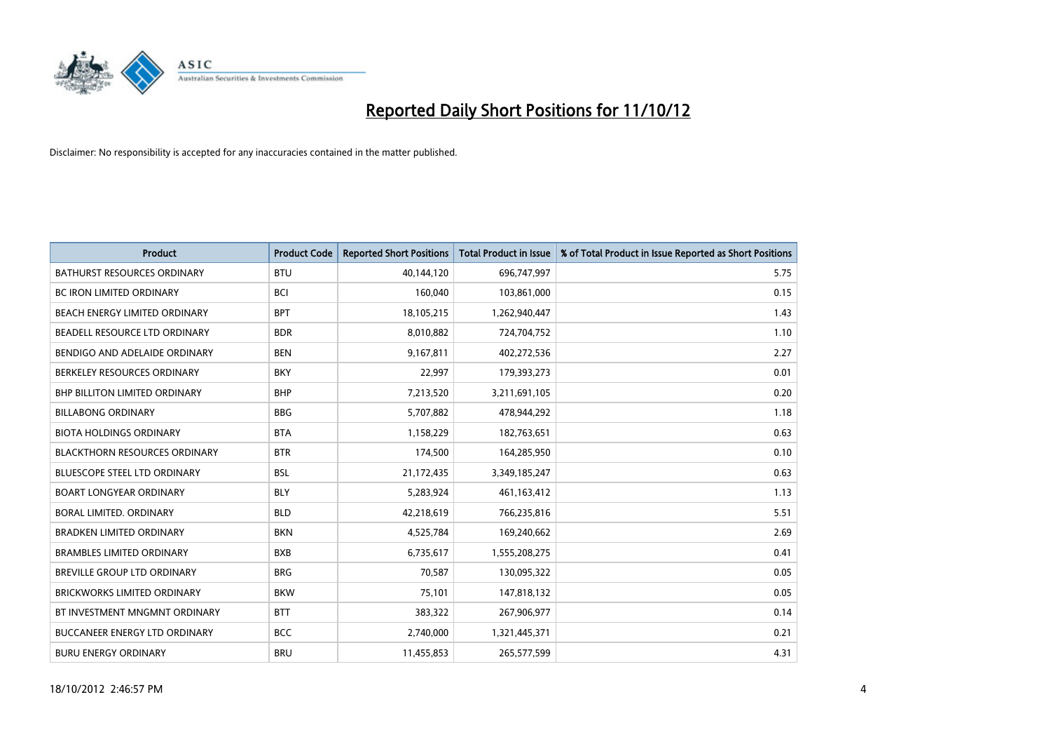# Reported Daily Short Positions for 11/10/12

Disclaimer: No responsibility is accepted for any inaccuracies contained in the matter published.

| Product | Product Code | Reported Short Positions | Total Product in Issue | % of Total Product in Issue Reported as Short Positions |
|---|---|---|---|---|
| BATHURST RESOURCES ORDINARY | BTU | 40,144,120 | 696,747,997 | 5.75 |
| BC IRON LIMITED ORDINARY | BCI | 160,040 | 103,861,000 | 0.15 |
| BEACH ENERGY LIMITED ORDINARY | BPT | 18,105,215 | 1,262,940,447 | 1.43 |
| BEADELL RESOURCE LTD ORDINARY | BDR | 8,010,882 | 724,704,752 | 1.10 |
| BENDIGO AND ADELAIDE ORDINARY | BEN | 9,167,811 | 402,272,536 | 2.27 |
| BERKELEY RESOURCES ORDINARY | BKY | 22,997 | 179,393,273 | 0.01 |
| BHP BILLITON LIMITED ORDINARY | BHP | 7,213,520 | 3,211,691,105 | 0.20 |
| BILLABONG ORDINARY | BBG | 5,707,882 | 478,944,292 | 1.18 |
| BIOTA HOLDINGS ORDINARY | BTA | 1,158,229 | 182,763,651 | 0.63 |
| BLACKTHORN RESOURCES ORDINARY | BTR | 174,500 | 164,285,950 | 0.10 |
| BLUESCOPE STEEL LTD ORDINARY | BSL | 21,172,435 | 3,349,185,247 | 0.63 |
| BOART LONGYEAR ORDINARY | BLY | 5,283,924 | 461,163,412 | 1.13 |
| BORAL LIMITED. ORDINARY | BLD | 42,218,619 | 766,235,816 | 5.51 |
| BRADKEN LIMITED ORDINARY | BKN | 4,525,784 | 169,240,662 | 2.69 |
| BRAMBLES LIMITED ORDINARY | BXB | 6,735,617 | 1,555,208,275 | 0.41 |
| BREVILLE GROUP LTD ORDINARY | BRG | 70,587 | 130,095,322 | 0.05 |
| BRICKWORKS LIMITED ORDINARY | BKW | 75,101 | 147,818,132 | 0.05 |
| BT INVESTMENT MNGMNT ORDINARY | BTT | 383,322 | 267,906,977 | 0.14 |
| BUCCANEER ENERGY LTD ORDINARY | BCC | 2,740,000 | 1,321,445,371 | 0.21 |
| BURU ENERGY ORDINARY | BRU | 11,455,853 | 265,577,599 | 4.31 |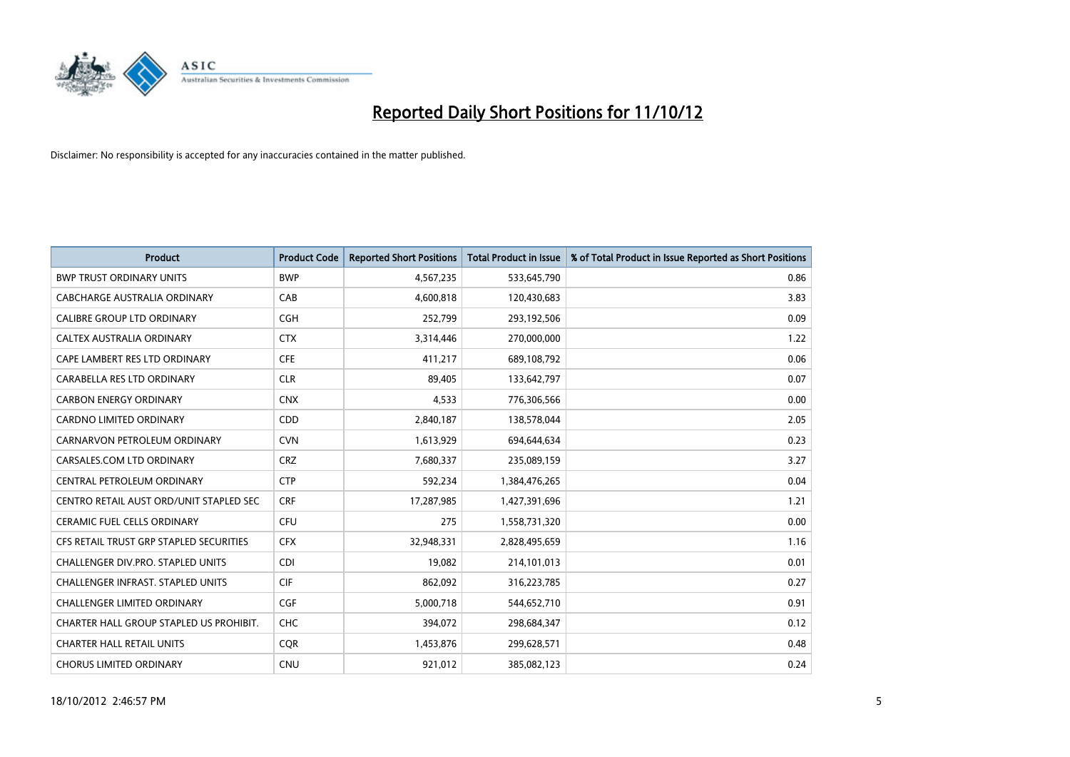# Reported Daily Short Positions for 11/10/12

Disclaimer: No responsibility is accepted for any inaccuracies contained in the matter published.

| Product | Product Code | Reported Short Positions | Total Product in Issue | % of Total Product in Issue Reported as Short Positions |
|---|---|---|---|---|
| BWP TRUST ORDINARY UNITS | BWP | 4,567,235 | 533,645,790 | 0.86 |
| CABCHARGE AUSTRALIA ORDINARY | CAB | 4,600,818 | 120,430,683 | 3.83 |
| CALIBRE GROUP LTD ORDINARY | CGH | 252,799 | 293,192,506 | 0.09 |
| CALTEX AUSTRALIA ORDINARY | CTX | 3,314,446 | 270,000,000 | 1.22 |
| CAPE LAMBERT RES LTD ORDINARY | CFE | 411,217 | 689,108,792 | 0.06 |
| CARABELLA RES LTD ORDINARY | CLR | 89,405 | 133,642,797 | 0.07 |
| CARBON ENERGY ORDINARY | CNX | 4,533 | 776,306,566 | 0.00 |
| CARDNO LIMITED ORDINARY | CDD | 2,840,187 | 138,578,044 | 2.05 |
| CARNARVON PETROLEUM ORDINARY | CVN | 1,613,929 | 694,644,634 | 0.23 |
| CARSALES.COM LTD ORDINARY | CRZ | 7,680,337 | 235,089,159 | 3.27 |
| CENTRAL PETROLEUM ORDINARY | CTP | 592,234 | 1,384,476,265 | 0.04 |
| CENTRO RETAIL AUST ORD/UNIT STAPLED SEC | CRF | 17,287,985 | 1,427,391,696 | 1.21 |
| CERAMIC FUEL CELLS ORDINARY | CFU | 275 | 1,558,731,320 | 0.00 |
| CFS RETAIL TRUST GRP STAPLED SECURITIES | CFX | 32,948,331 | 2,828,495,659 | 1.16 |
| CHALLENGER DIV.PRO. STAPLED UNITS | CDI | 19,082 | 214,101,013 | 0.01 |
| CHALLENGER INFRAST. STAPLED UNITS | CIF | 862,092 | 316,223,785 | 0.27 |
| CHALLENGER LIMITED ORDINARY | CGF | 5,000,718 | 544,652,710 | 0.91 |
| CHARTER HALL GROUP STAPLED US PROHIBIT. | CHC | 394,072 | 298,684,347 | 0.12 |
| CHARTER HALL RETAIL UNITS | CQR | 1,453,876 | 299,628,571 | 0.48 |
| CHORUS LIMITED ORDINARY | CNU | 921,012 | 385,082,123 | 0.24 |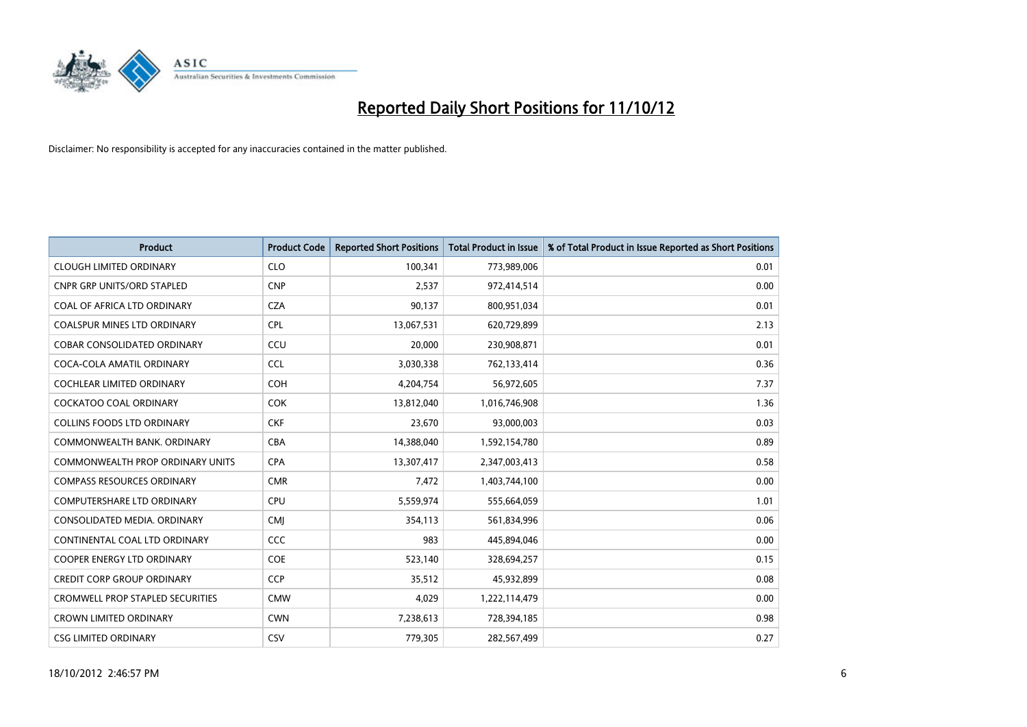# Reported Daily Short Positions for 11/10/12

Disclaimer: No responsibility is accepted for any inaccuracies contained in the matter published.

| Product | Product Code | Reported Short Positions | Total Product in Issue | % of Total Product in Issue Reported as Short Positions |
|---|---|---|---|---|
| CLOUGH LIMITED ORDINARY | CLO | 100,341 | 773,989,006 | 0.01 |
| CNPR GRP UNITS/ORD STAPLED | CNP | 2,537 | 972,414,514 | 0.00 |
| COAL OF AFRICA LTD ORDINARY | CZA | 90,137 | 800,951,034 | 0.01 |
| COALSPUR MINES LTD ORDINARY | CPL | 13,067,531 | 620,729,899 | 2.13 |
| COBAR CONSOLIDATED ORDINARY | CCU | 20,000 | 230,908,871 | 0.01 |
| COCA-COLA AMATIL ORDINARY | CCL | 3,030,338 | 762,133,414 | 0.36 |
| COCHLEAR LIMITED ORDINARY | COH | 4,204,754 | 56,972,605 | 7.37 |
| COCKATOO COAL ORDINARY | COK | 13,812,040 | 1,016,746,908 | 1.36 |
| COLLINS FOODS LTD ORDINARY | CKF | 23,670 | 93,000,003 | 0.03 |
| COMMONWEALTH BANK. ORDINARY | CBA | 14,388,040 | 1,592,154,780 | 0.89 |
| COMMONWEALTH PROP ORDINARY UNITS | CPA | 13,307,417 | 2,347,003,413 | 0.58 |
| COMPASS RESOURCES ORDINARY | CMR | 7,472 | 1,403,744,100 | 0.00 |
| COMPUTERSHARE LTD ORDINARY | CPU | 5,559,974 | 555,664,059 | 1.01 |
| CONSOLIDATED MEDIA. ORDINARY | CMJ | 354,113 | 561,834,996 | 0.06 |
| CONTINENTAL COAL LTD ORDINARY | CCC | 983 | 445,894,046 | 0.00 |
| COOPER ENERGY LTD ORDINARY | COE | 523,140 | 328,694,257 | 0.15 |
| CREDIT CORP GROUP ORDINARY | CCP | 35,512 | 45,932,899 | 0.08 |
| CROMWELL PROP STAPLED SECURITIES | CMW | 4,029 | 1,222,114,479 | 0.00 |
| CROWN LIMITED ORDINARY | CWN | 7,238,613 | 728,394,185 | 0.98 |
| CSG LIMITED ORDINARY | CSV | 779,305 | 282,567,499 | 0.27 |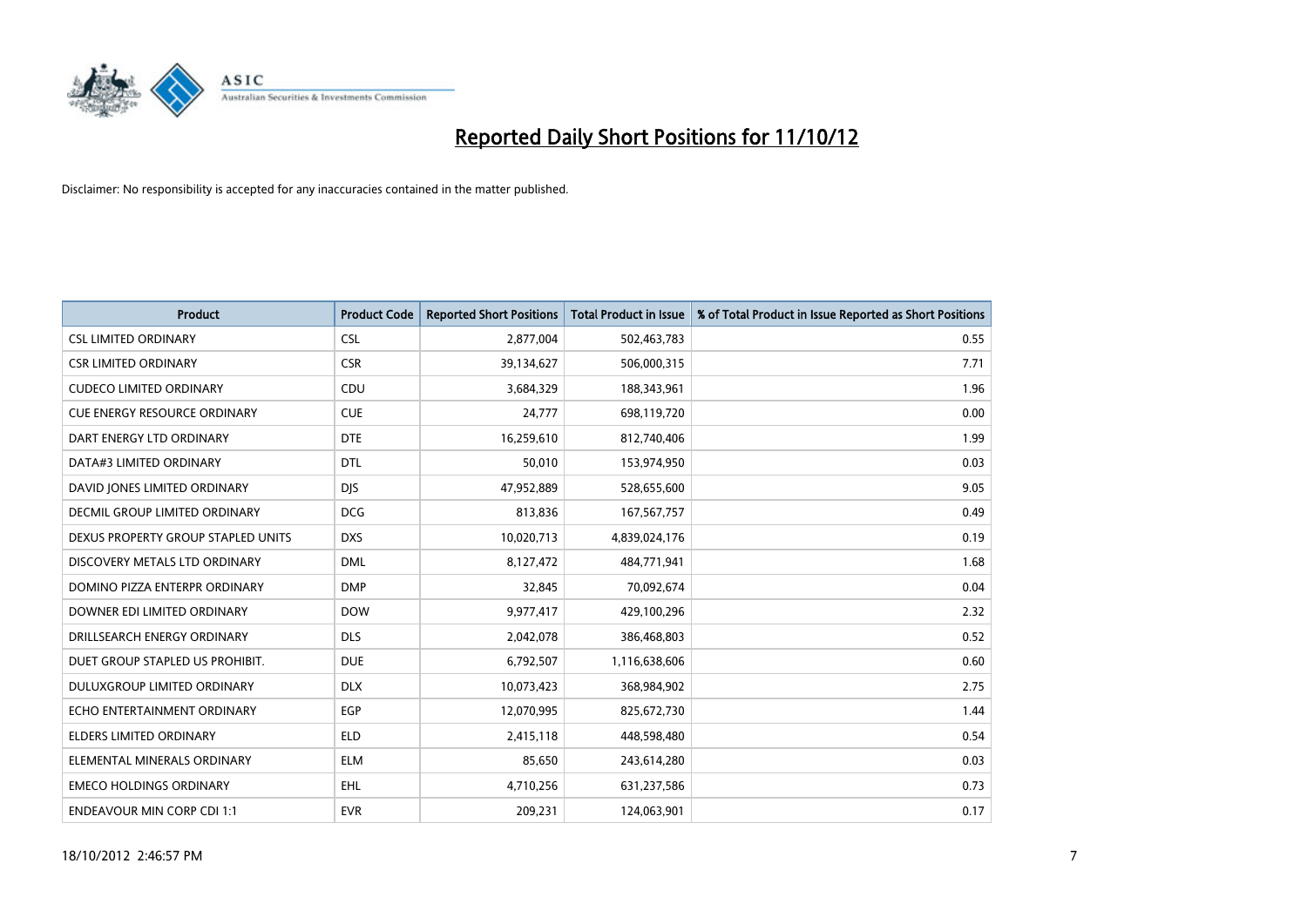# Reported Daily Short Positions for 11/10/12

Disclaimer: No responsibility is accepted for any inaccuracies contained in the matter published.

| Product | Product Code | Reported Short Positions | Total Product in Issue | % of Total Product in Issue Reported as Short Positions |
|---|---|---|---|---|
| CSL LIMITED ORDINARY | CSL | 2,877,004 | 502,463,783 | 0.55 |
| CSR LIMITED ORDINARY | CSR | 39,134,627 | 506,000,315 | 7.71 |
| CUDECO LIMITED ORDINARY | CDU | 3,684,329 | 188,343,961 | 1.96 |
| CUE ENERGY RESOURCE ORDINARY | CUE | 24,777 | 698,119,720 | 0.00 |
| DART ENERGY LTD ORDINARY | DTE | 16,259,610 | 812,740,406 | 1.99 |
| DATA#3 LIMITED ORDINARY | DTL | 50,010 | 153,974,950 | 0.03 |
| DAVID JONES LIMITED ORDINARY | DJS | 47,952,889 | 528,655,600 | 9.05 |
| DECMIL GROUP LIMITED ORDINARY | DCG | 813,836 | 167,567,757 | 0.49 |
| DEXUS PROPERTY GROUP STAPLED UNITS | DXS | 10,020,713 | 4,839,024,176 | 0.19 |
| DISCOVERY METALS LTD ORDINARY | DML | 8,127,472 | 484,771,941 | 1.68 |
| DOMINO PIZZA ENTERPR ORDINARY | DMP | 32,845 | 70,092,674 | 0.04 |
| DOWNER EDI LIMITED ORDINARY | DOW | 9,977,417 | 429,100,296 | 2.32 |
| DRILLSEARCH ENERGY ORDINARY | DLS | 2,042,078 | 386,468,803 | 0.52 |
| DUET GROUP STAPLED US PROHIBIT. | DUE | 6,792,507 | 1,116,638,606 | 0.60 |
| DULUXGROUP LIMITED ORDINARY | DLX | 10,073,423 | 368,984,902 | 2.75 |
| ECHO ENTERTAINMENT ORDINARY | EGP | 12,070,995 | 825,672,730 | 1.44 |
| ELDERS LIMITED ORDINARY | ELD | 2,415,118 | 448,598,480 | 0.54 |
| ELEMENTAL MINERALS ORDINARY | ELM | 85,650 | 243,614,280 | 0.03 |
| EMECO HOLDINGS ORDINARY | EHL | 4,710,256 | 631,237,586 | 0.73 |
| ENDEAVOUR MIN CORP CDI 1:1 | EVR | 209,231 | 124,063,901 | 0.17 |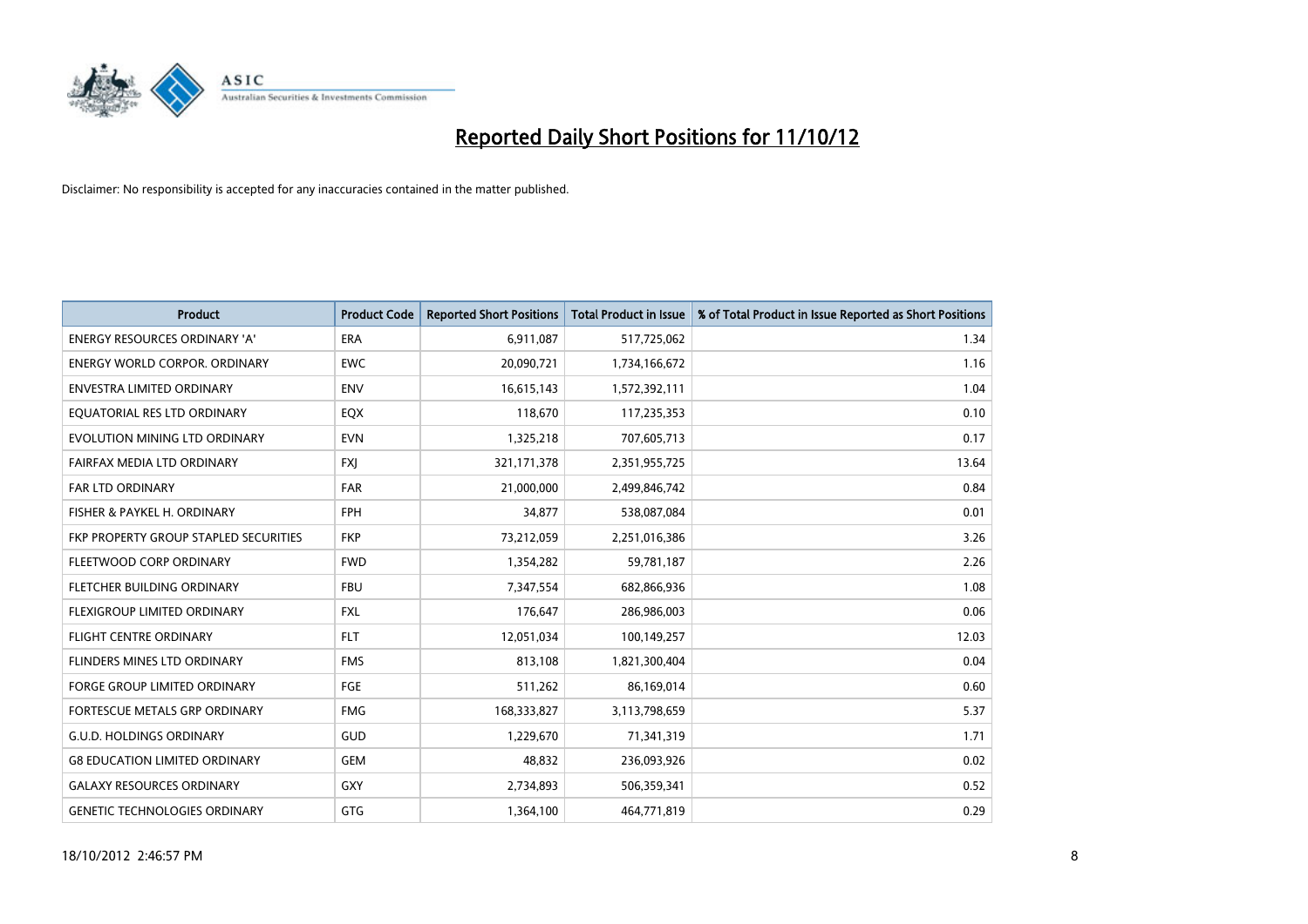# Reported Daily Short Positions for 11/10/12

Disclaimer: No responsibility is accepted for any inaccuracies contained in the matter published.

| Product | Product Code | Reported Short Positions | Total Product in Issue | % of Total Product in Issue Reported as Short Positions |
|---|---|---|---|---|
| ENERGY RESOURCES ORDINARY 'A' | ERA | 6,911,087 | 517,725,062 | 1.34 |
| ENERGY WORLD CORPOR. ORDINARY | EWC | 20,090,721 | 1,734,166,672 | 1.16 |
| ENVESTRA LIMITED ORDINARY | ENV | 16,615,143 | 1,572,392,111 | 1.04 |
| EQUATORIAL RES LTD ORDINARY | EQX | 118,670 | 117,235,353 | 0.10 |
| EVOLUTION MINING LTD ORDINARY | EVN | 1,325,218 | 707,605,713 | 0.17 |
| FAIRFAX MEDIA LTD ORDINARY | FXJ | 321,171,378 | 2,351,955,725 | 13.64 |
| FAR LTD ORDINARY | FAR | 21,000,000 | 2,499,846,742 | 0.84 |
| FISHER & PAYKEL H. ORDINARY | FPH | 34,877 | 538,087,084 | 0.01 |
| FKP PROPERTY GROUP STAPLED SECURITIES | FKP | 73,212,059 | 2,251,016,386 | 3.26 |
| FLEETWOOD CORP ORDINARY | FWD | 1,354,282 | 59,781,187 | 2.26 |
| FLETCHER BUILDING ORDINARY | FBU | 7,347,554 | 682,866,936 | 1.08 |
| FLEXIGROUP LIMITED ORDINARY | FXL | 176,647 | 286,986,003 | 0.06 |
| FLIGHT CENTRE ORDINARY | FLT | 12,051,034 | 100,149,257 | 12.03 |
| FLINDERS MINES LTD ORDINARY | FMS | 813,108 | 1,821,300,404 | 0.04 |
| FORGE GROUP LIMITED ORDINARY | FGE | 511,262 | 86,169,014 | 0.60 |
| FORTESCUE METALS GRP ORDINARY | FMG | 168,333,827 | 3,113,798,659 | 5.37 |
| G.U.D. HOLDINGS ORDINARY | GUD | 1,229,670 | 71,341,319 | 1.71 |
| G8 EDUCATION LIMITED ORDINARY | GEM | 48,832 | 236,093,926 | 0.02 |
| GALAXY RESOURCES ORDINARY | GXY | 2,734,893 | 506,359,341 | 0.52 |
| GENETIC TECHNOLOGIES ORDINARY | GTG | 1,364,100 | 464,771,819 | 0.29 |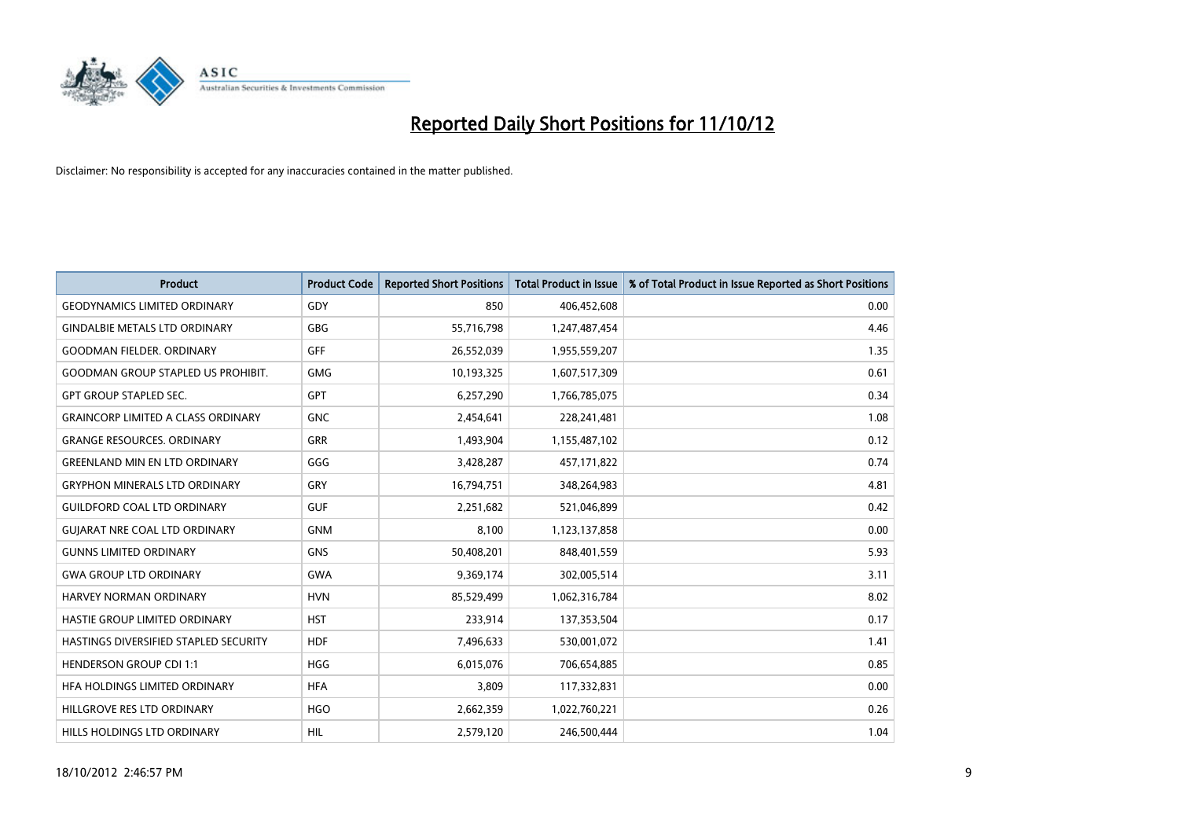# Reported Daily Short Positions for 11/10/12

Disclaimer: No responsibility is accepted for any inaccuracies contained in the matter published.

| Product | Product Code | Reported Short Positions | Total Product in Issue | % of Total Product in Issue Reported as Short Positions |
|---|---|---|---|---|
| GEODYNAMICS LIMITED ORDINARY | GDY | 850 | 406,452,608 | 0.00 |
| GINDALBIE METALS LTD ORDINARY | GBG | 55,716,798 | 1,247,487,454 | 4.46 |
| GOODMAN FIELDER. ORDINARY | GFF | 26,552,039 | 1,955,559,207 | 1.35 |
| GOODMAN GROUP STAPLED US PROHIBIT. | GMG | 10,193,325 | 1,607,517,309 | 0.61 |
| GPT GROUP STAPLED SEC. | GPT | 6,257,290 | 1,766,785,075 | 0.34 |
| GRAINCORP LIMITED A CLASS ORDINARY | GNC | 2,454,641 | 228,241,481 | 1.08 |
| GRANGE RESOURCES. ORDINARY | GRR | 1,493,904 | 1,155,487,102 | 0.12 |
| GREENLAND MIN EN LTD ORDINARY | GGG | 3,428,287 | 457,171,822 | 0.74 |
| GRYPHON MINERALS LTD ORDINARY | GRY | 16,794,751 | 348,264,983 | 4.81 |
| GUILDFORD COAL LTD ORDINARY | GUF | 2,251,682 | 521,046,899 | 0.42 |
| GUJARAT NRE COAL LTD ORDINARY | GNM | 8,100 | 1,123,137,858 | 0.00 |
| GUNNS LIMITED ORDINARY | GNS | 50,408,201 | 848,401,559 | 5.93 |
| GWA GROUP LTD ORDINARY | GWA | 9,369,174 | 302,005,514 | 3.11 |
| HARVEY NORMAN ORDINARY | HVN | 85,529,499 | 1,062,316,784 | 8.02 |
| HASTIE GROUP LIMITED ORDINARY | HST | 233,914 | 137,353,504 | 0.17 |
| HASTINGS DIVERSIFIED STAPLED SECURITY | HDF | 7,496,633 | 530,001,072 | 1.41 |
| HENDERSON GROUP CDI 1:1 | HGG | 6,015,076 | 706,654,885 | 0.85 |
| HFA HOLDINGS LIMITED ORDINARY | HFA | 3,809 | 117,332,831 | 0.00 |
| HILLGROVE RES LTD ORDINARY | HGO | 2,662,359 | 1,022,760,221 | 0.26 |
| HILLS HOLDINGS LTD ORDINARY | HIL | 2,579,120 | 246,500,444 | 1.04 |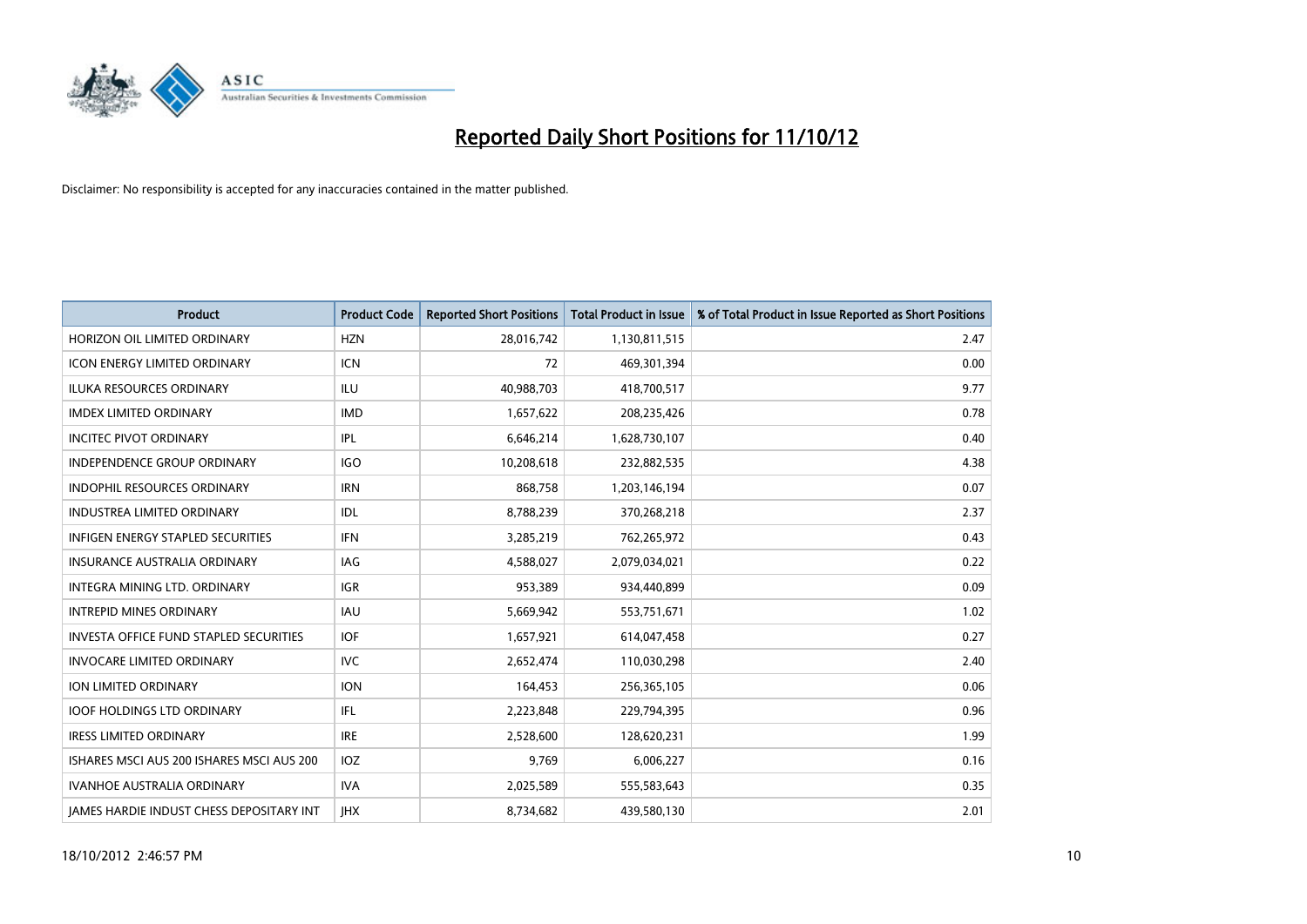# Reported Daily Short Positions for 11/10/12

Disclaimer: No responsibility is accepted for any inaccuracies contained in the matter published.

| Product | Product Code | Reported Short Positions | Total Product in Issue | % of Total Product in Issue Reported as Short Positions |
|---|---|---|---|---|
| HORIZON OIL LIMITED ORDINARY | HZN | 28,016,742 | 1,130,811,515 | 2.47 |
| ICON ENERGY LIMITED ORDINARY | ICN | 72 | 469,301,394 | 0.00 |
| ILUKA RESOURCES ORDINARY | ILU | 40,988,703 | 418,700,517 | 9.77 |
| IMDEX LIMITED ORDINARY | IMD | 1,657,622 | 208,235,426 | 0.78 |
| INCITEC PIVOT ORDINARY | IPL | 6,646,214 | 1,628,730,107 | 0.40 |
| INDEPENDENCE GROUP ORDINARY | IGO | 10,208,618 | 232,882,535 | 4.38 |
| INDOPHIL RESOURCES ORDINARY | IRN | 868,758 | 1,203,146,194 | 0.07 |
| INDUSTREA LIMITED ORDINARY | IDL | 8,788,239 | 370,268,218 | 2.37 |
| INFIGEN ENERGY STAPLED SECURITIES | IFN | 3,285,219 | 762,265,972 | 0.43 |
| INSURANCE AUSTRALIA ORDINARY | IAG | 4,588,027 | 2,079,034,021 | 0.22 |
| INTEGRA MINING LTD. ORDINARY | IGR | 953,389 | 934,440,899 | 0.09 |
| INTREPID MINES ORDINARY | IAU | 5,669,942 | 553,751,671 | 1.02 |
| INVESTA OFFICE FUND STAPLED SECURITIES | IOF | 1,657,921 | 614,047,458 | 0.27 |
| INVOCARE LIMITED ORDINARY | IVC | 2,652,474 | 110,030,298 | 2.40 |
| ION LIMITED ORDINARY | ION | 164,453 | 256,365,105 | 0.06 |
| IOOF HOLDINGS LTD ORDINARY | IFL | 2,223,848 | 229,794,395 | 0.96 |
| IRESS LIMITED ORDINARY | IRE | 2,528,600 | 128,620,231 | 1.99 |
| ISHARES MSCI AUS 200 ISHARES MSCI AUS 200 | IOZ | 9,769 | 6,006,227 | 0.16 |
| IVANHOE AUSTRALIA ORDINARY | IVA | 2,025,589 | 555,583,643 | 0.35 |
| JAMES HARDIE INDUST CHESS DEPOSITARY INT | JHX | 8,734,682 | 439,580,130 | 2.01 |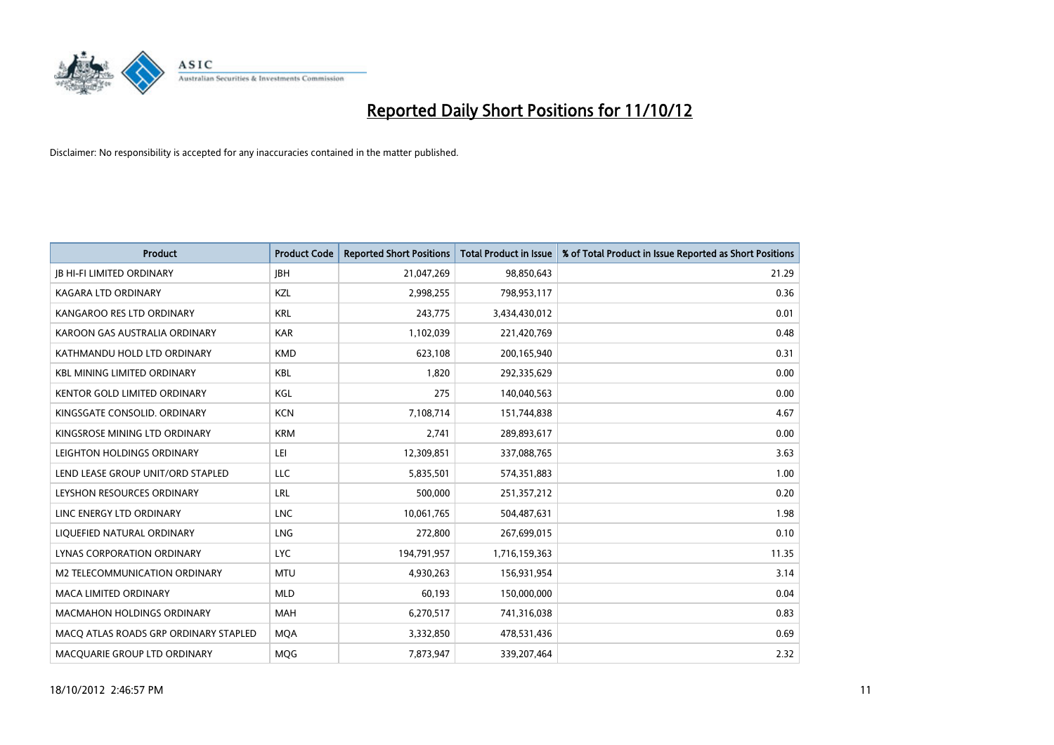# Reported Daily Short Positions for 11/10/12

Disclaimer: No responsibility is accepted for any inaccuracies contained in the matter published.

| Product | Product Code | Reported Short Positions | Total Product in Issue | % of Total Product in Issue Reported as Short Positions |
|---|---|---|---|---|
| JB HI-FI LIMITED ORDINARY | JBH | 21,047,269 | 98,850,643 | 21.29 |
| KAGARA LTD ORDINARY | KZL | 2,998,255 | 798,953,117 | 0.36 |
| KANGAROO RES LTD ORDINARY | KRL | 243,775 | 3,434,430,012 | 0.01 |
| KAROON GAS AUSTRALIA ORDINARY | KAR | 1,102,039 | 221,420,769 | 0.48 |
| KATHMANDU HOLD LTD ORDINARY | KMD | 623,108 | 200,165,940 | 0.31 |
| KBL MINING LIMITED ORDINARY | KBL | 1,820 | 292,335,629 | 0.00 |
| KENTOR GOLD LIMITED ORDINARY | KGL | 275 | 140,040,563 | 0.00 |
| KINGSGATE CONSOLID. ORDINARY | KCN | 7,108,714 | 151,744,838 | 4.67 |
| KINGSROSE MINING LTD ORDINARY | KRM | 2,741 | 289,893,617 | 0.00 |
| LEIGHTON HOLDINGS ORDINARY | LEI | 12,309,851 | 337,088,765 | 3.63 |
| LEND LEASE GROUP UNIT/ORD STAPLED | LLC | 5,835,501 | 574,351,883 | 1.00 |
| LEYSHON RESOURCES ORDINARY | LRL | 500,000 | 251,357,212 | 0.20 |
| LINC ENERGY LTD ORDINARY | LNC | 10,061,765 | 504,487,631 | 1.98 |
| LIQUEFIED NATURAL ORDINARY | LNG | 272,800 | 267,699,015 | 0.10 |
| LYNAS CORPORATION ORDINARY | LYC | 194,791,957 | 1,716,159,363 | 11.35 |
| M2 TELECOMMUNICATION ORDINARY | MTU | 4,930,263 | 156,931,954 | 3.14 |
| MACA LIMITED ORDINARY | MLD | 60,193 | 150,000,000 | 0.04 |
| MACMAHON HOLDINGS ORDINARY | MAH | 6,270,517 | 741,316,038 | 0.83 |
| MACQ ATLAS ROADS GRP ORDINARY STAPLED | MQA | 3,332,850 | 478,531,436 | 0.69 |
| MACQUARIE GROUP LTD ORDINARY | MQG | 7,873,947 | 339,207,464 | 2.32 |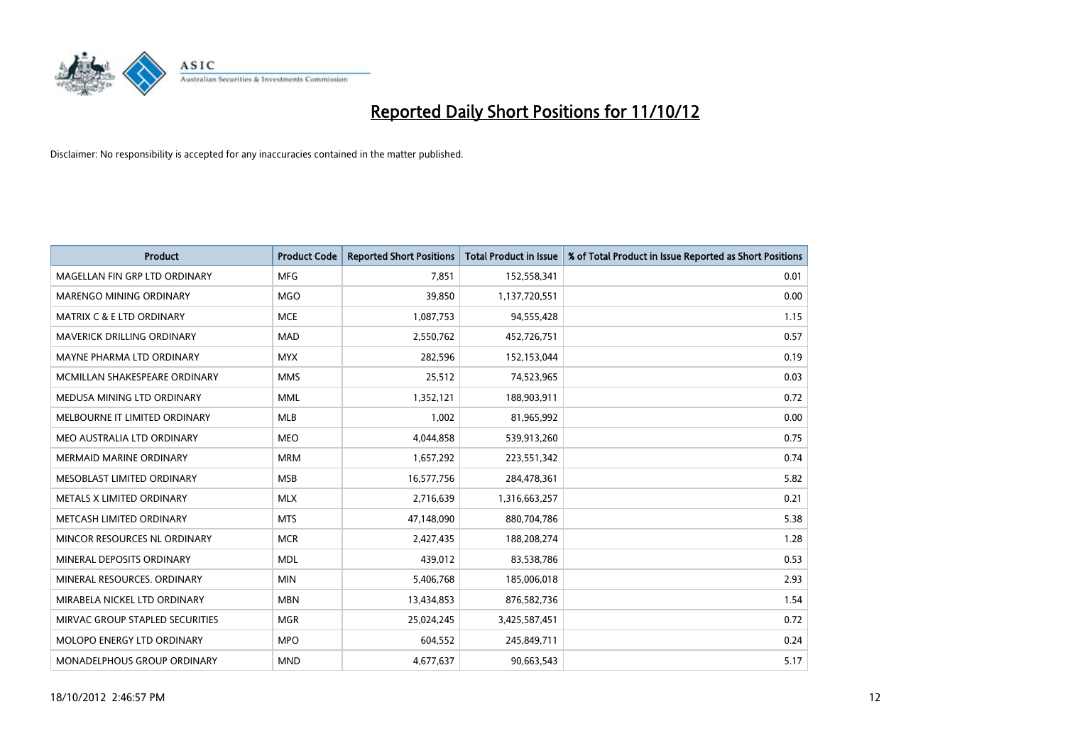# Reported Daily Short Positions for 11/10/12

Disclaimer: No responsibility is accepted for any inaccuracies contained in the matter published.

| Product | Product Code | Reported Short Positions | Total Product in Issue | % of Total Product in Issue Reported as Short Positions |
|---|---|---|---|---|
| MAGELLAN FIN GRP LTD ORDINARY | MFG | 7,851 | 152,558,341 | 0.01 |
| MARENGO MINING ORDINARY | MGO | 39,850 | 1,137,720,551 | 0.00 |
| MATRIX C & E LTD ORDINARY | MCE | 1,087,753 | 94,555,428 | 1.15 |
| MAVERICK DRILLING ORDINARY | MAD | 2,550,762 | 452,726,751 | 0.57 |
| MAYNE PHARMA LTD ORDINARY | MYX | 282,596 | 152,153,044 | 0.19 |
| MCMILLAN SHAKESPEARE ORDINARY | MMS | 25,512 | 74,523,965 | 0.03 |
| MEDUSA MINING LTD ORDINARY | MML | 1,352,121 | 188,903,911 | 0.72 |
| MELBOURNE IT LIMITED ORDINARY | MLB | 1,002 | 81,965,992 | 0.00 |
| MEO AUSTRALIA LTD ORDINARY | MEO | 4,044,858 | 539,913,260 | 0.75 |
| MERMAID MARINE ORDINARY | MRM | 1,657,292 | 223,551,342 | 0.74 |
| MESOBLAST LIMITED ORDINARY | MSB | 16,577,756 | 284,478,361 | 5.82 |
| METALS X LIMITED ORDINARY | MLX | 2,716,639 | 1,316,663,257 | 0.21 |
| METCASH LIMITED ORDINARY | MTS | 47,148,090 | 880,704,786 | 5.38 |
| MINCOR RESOURCES NL ORDINARY | MCR | 2,427,435 | 188,208,274 | 1.28 |
| MINERAL DEPOSITS ORDINARY | MDL | 439,012 | 83,538,786 | 0.53 |
| MINERAL RESOURCES. ORDINARY | MIN | 5,406,768 | 185,006,018 | 2.93 |
| MIRABELA NICKEL LTD ORDINARY | MBN | 13,434,853 | 876,582,736 | 1.54 |
| MIRVAC GROUP STAPLED SECURITIES | MGR | 25,024,245 | 3,425,587,451 | 0.72 |
| MOLOPO ENERGY LTD ORDINARY | MPO | 604,552 | 245,849,711 | 0.24 |
| MONADELPHOUS GROUP ORDINARY | MND | 4,677,637 | 90,663,543 | 5.17 |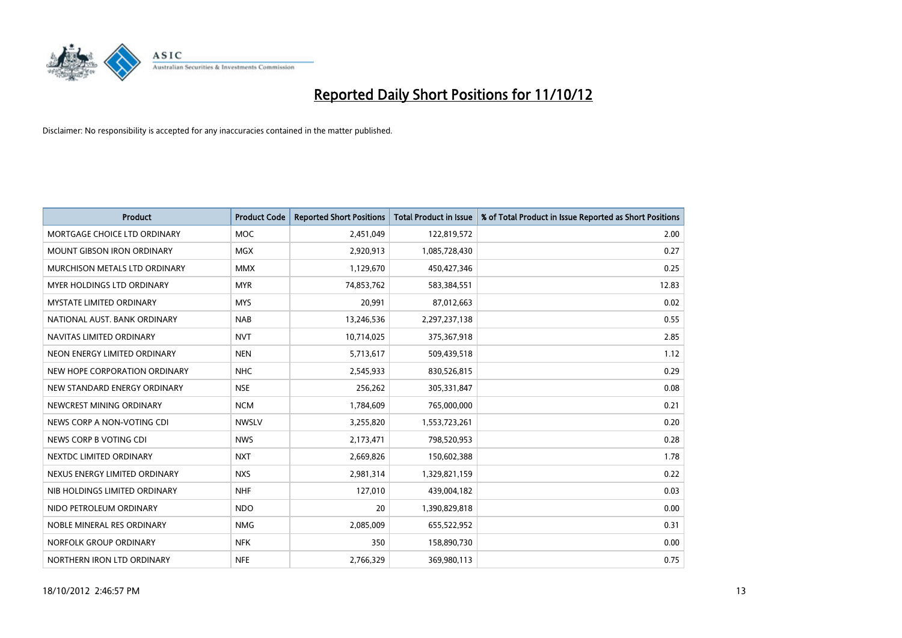# Reported Daily Short Positions for 11/10/12

Disclaimer: No responsibility is accepted for any inaccuracies contained in the matter published.

| Product | Product Code | Reported Short Positions | Total Product in Issue | % of Total Product in Issue Reported as Short Positions |
|---|---|---|---|---|
| MORTGAGE CHOICE LTD ORDINARY | MOC | 2,451,049 | 122,819,572 | 2.00 |
| MOUNT GIBSON IRON ORDINARY | MGX | 2,920,913 | 1,085,728,430 | 0.27 |
| MURCHISON METALS LTD ORDINARY | MMX | 1,129,670 | 450,427,346 | 0.25 |
| MYER HOLDINGS LTD ORDINARY | MYR | 74,853,762 | 583,384,551 | 12.83 |
| MYSTATE LIMITED ORDINARY | MYS | 20,991 | 87,012,663 | 0.02 |
| NATIONAL AUST. BANK ORDINARY | NAB | 13,246,536 | 2,297,237,138 | 0.55 |
| NAVITAS LIMITED ORDINARY | NVT | 10,714,025 | 375,367,918 | 2.85 |
| NEON ENERGY LIMITED ORDINARY | NEN | 5,713,617 | 509,439,518 | 1.12 |
| NEW HOPE CORPORATION ORDINARY | NHC | 2,545,933 | 830,526,815 | 0.29 |
| NEW STANDARD ENERGY ORDINARY | NSE | 256,262 | 305,331,847 | 0.08 |
| NEWCREST MINING ORDINARY | NCM | 1,784,609 | 765,000,000 | 0.21 |
| NEWS CORP A NON-VOTING CDI | NWSLV | 3,255,820 | 1,553,723,261 | 0.20 |
| NEWS CORP B VOTING CDI | NWS | 2,173,471 | 798,520,953 | 0.28 |
| NEXTDC LIMITED ORDINARY | NXT | 2,669,826 | 150,602,388 | 1.78 |
| NEXUS ENERGY LIMITED ORDINARY | NXS | 2,981,314 | 1,329,821,159 | 0.22 |
| NIB HOLDINGS LIMITED ORDINARY | NHF | 127,010 | 439,004,182 | 0.03 |
| NIDO PETROLEUM ORDINARY | NDO | 20 | 1,390,829,818 | 0.00 |
| NOBLE MINERAL RES ORDINARY | NMG | 2,085,009 | 655,522,952 | 0.31 |
| NORFOLK GROUP ORDINARY | NFK | 350 | 158,890,730 | 0.00 |
| NORTHERN IRON LTD ORDINARY | NFE | 2,766,329 | 369,980,113 | 0.75 |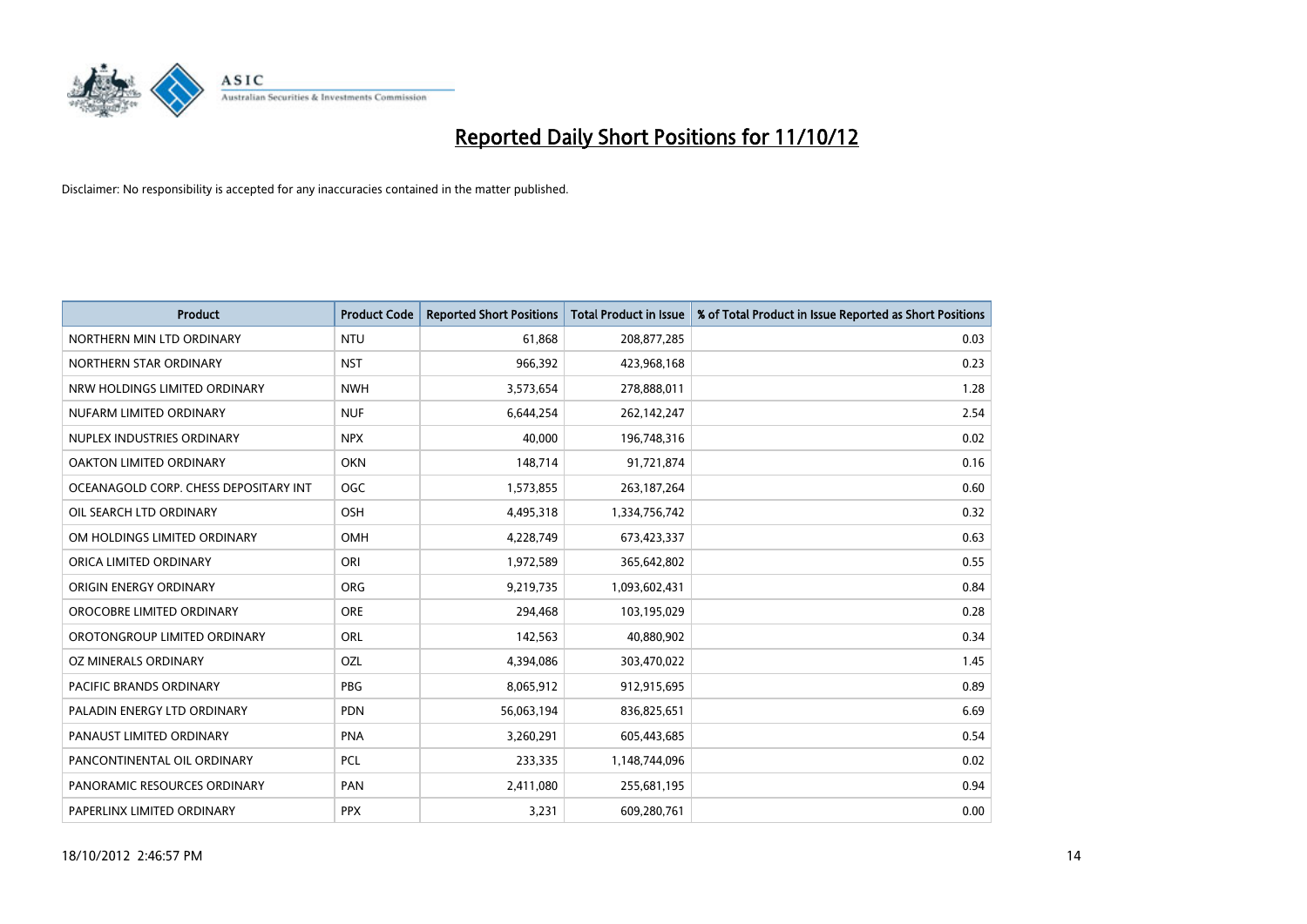# Reported Daily Short Positions for 11/10/12

Disclaimer: No responsibility is accepted for any inaccuracies contained in the matter published.

| Product | Product Code | Reported Short Positions | Total Product in Issue | % of Total Product in Issue Reported as Short Positions |
|---|---|---|---|---|
| NORTHERN MIN LTD ORDINARY | NTU | 61,868 | 208,877,285 | 0.03 |
| NORTHERN STAR ORDINARY | NST | 966,392 | 423,968,168 | 0.23 |
| NRW HOLDINGS LIMITED ORDINARY | NWH | 3,573,654 | 278,888,011 | 1.28 |
| NUFARM LIMITED ORDINARY | NUF | 6,644,254 | 262,142,247 | 2.54 |
| NUPLEX INDUSTRIES ORDINARY | NPX | 40,000 | 196,748,316 | 0.02 |
| OAKTON LIMITED ORDINARY | OKN | 148,714 | 91,721,874 | 0.16 |
| OCEANAGOLD CORP. CHESS DEPOSITARY INT | OGC | 1,573,855 | 263,187,264 | 0.60 |
| OIL SEARCH LTD ORDINARY | OSH | 4,495,318 | 1,334,756,742 | 0.32 |
| OM HOLDINGS LIMITED ORDINARY | OMH | 4,228,749 | 673,423,337 | 0.63 |
| ORICA LIMITED ORDINARY | ORI | 1,972,589 | 365,642,802 | 0.55 |
| ORIGIN ENERGY ORDINARY | ORG | 9,219,735 | 1,093,602,431 | 0.84 |
| OROCOBRE LIMITED ORDINARY | ORE | 294,468 | 103,195,029 | 0.28 |
| OROTONGROUP LIMITED ORDINARY | ORL | 142,563 | 40,880,902 | 0.34 |
| OZ MINERALS ORDINARY | OZL | 4,394,086 | 303,470,022 | 1.45 |
| PACIFIC BRANDS ORDINARY | PBG | 8,065,912 | 912,915,695 | 0.89 |
| PALADIN ENERGY LTD ORDINARY | PDN | 56,063,194 | 836,825,651 | 6.69 |
| PANAUST LIMITED ORDINARY | PNA | 3,260,291 | 605,443,685 | 0.54 |
| PANCONTINENTAL OIL ORDINARY | PCL | 233,335 | 1,148,744,096 | 0.02 |
| PANORAMIC RESOURCES ORDINARY | PAN | 2,411,080 | 255,681,195 | 0.94 |
| PAPERLINX LIMITED ORDINARY | PPX | 3,231 | 609,280,761 | 0.00 |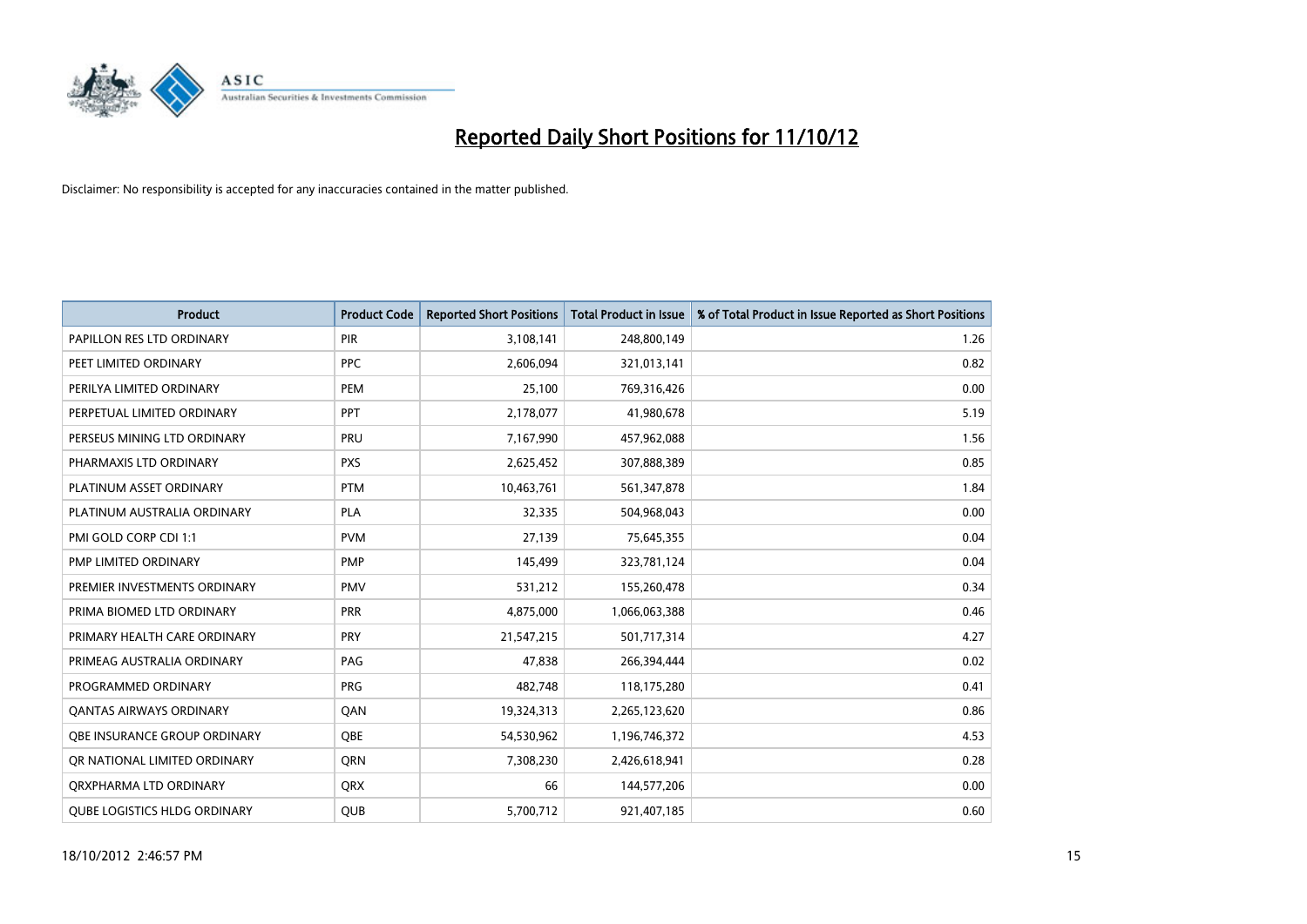# Reported Daily Short Positions for 11/10/12

Disclaimer: No responsibility is accepted for any inaccuracies contained in the matter published.

| Product | Product Code | Reported Short Positions | Total Product in Issue | % of Total Product in Issue Reported as Short Positions |
|---|---|---|---|---|
| PAPILLON RES LTD ORDINARY | PIR | 3,108,141 | 248,800,149 | 1.26 |
| PEET LIMITED ORDINARY | PPC | 2,606,094 | 321,013,141 | 0.82 |
| PERILYA LIMITED ORDINARY | PEM | 25,100 | 769,316,426 | 0.00 |
| PERPETUAL LIMITED ORDINARY | PPT | 2,178,077 | 41,980,678 | 5.19 |
| PERSEUS MINING LTD ORDINARY | PRU | 7,167,990 | 457,962,088 | 1.56 |
| PHARMAXIS LTD ORDINARY | PXS | 2,625,452 | 307,888,389 | 0.85 |
| PLATINUM ASSET ORDINARY | PTM | 10,463,761 | 561,347,878 | 1.84 |
| PLATINUM AUSTRALIA ORDINARY | PLA | 32,335 | 504,968,043 | 0.00 |
| PMI GOLD CORP CDI 1:1 | PVM | 27,139 | 75,645,355 | 0.04 |
| PMP LIMITED ORDINARY | PMP | 145,499 | 323,781,124 | 0.04 |
| PREMIER INVESTMENTS ORDINARY | PMV | 531,212 | 155,260,478 | 0.34 |
| PRIMA BIOMED LTD ORDINARY | PRR | 4,875,000 | 1,066,063,388 | 0.46 |
| PRIMARY HEALTH CARE ORDINARY | PRY | 21,547,215 | 501,717,314 | 4.27 |
| PRIMEAG AUSTRALIA ORDINARY | PAG | 47,838 | 266,394,444 | 0.02 |
| PROGRAMMED ORDINARY | PRG | 482,748 | 118,175,280 | 0.41 |
| QANTAS AIRWAYS ORDINARY | QAN | 19,324,313 | 2,265,123,620 | 0.86 |
| QBE INSURANCE GROUP ORDINARY | QBE | 54,530,962 | 1,196,746,372 | 4.53 |
| QR NATIONAL LIMITED ORDINARY | QRN | 7,308,230 | 2,426,618,941 | 0.28 |
| QRXPHARMA LTD ORDINARY | QRX | 66 | 144,577,206 | 0.00 |
| QUBE LOGISTICS HLDG ORDINARY | QUB | 5,700,712 | 921,407,185 | 0.60 |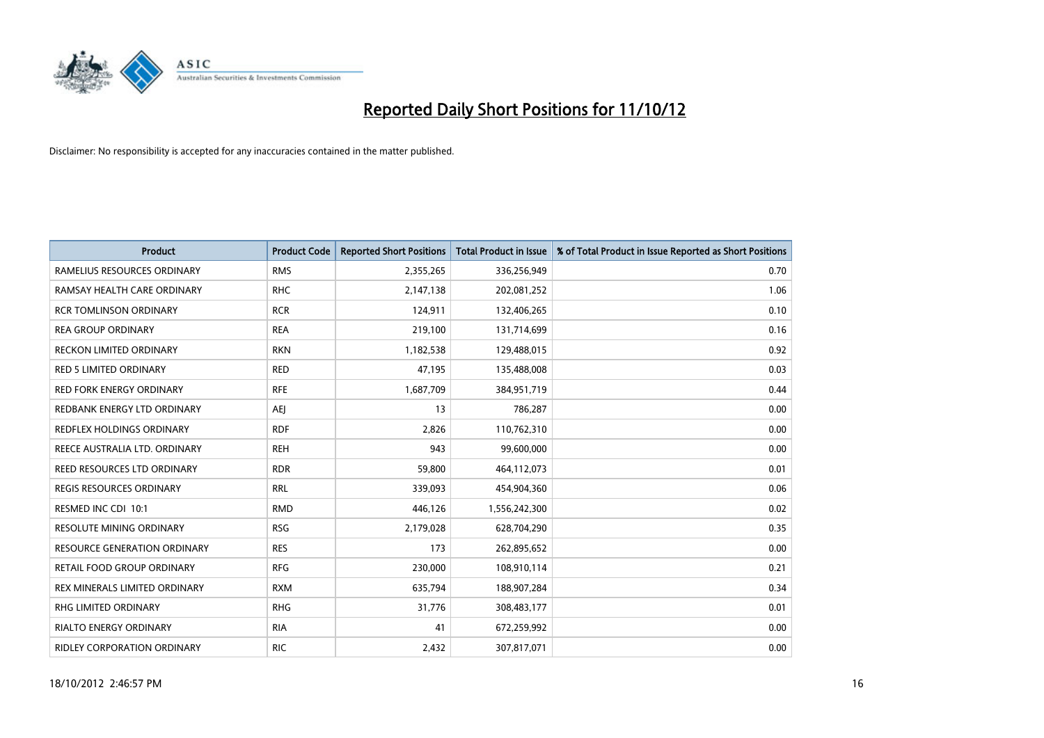# Reported Daily Short Positions for 11/10/12

Disclaimer: No responsibility is accepted for any inaccuracies contained in the matter published.

| Product | Product Code | Reported Short Positions | Total Product in Issue | % of Total Product in Issue Reported as Short Positions |
|---|---|---|---|---|
| RAMELIUS RESOURCES ORDINARY | RMS | 2,355,265 | 336,256,949 | 0.70 |
| RAMSAY HEALTH CARE ORDINARY | RHC | 2,147,138 | 202,081,252 | 1.06 |
| RCR TOMLINSON ORDINARY | RCR | 124,911 | 132,406,265 | 0.10 |
| REA GROUP ORDINARY | REA | 219,100 | 131,714,699 | 0.16 |
| RECKON LIMITED ORDINARY | RKN | 1,182,538 | 129,488,015 | 0.92 |
| RED 5 LIMITED ORDINARY | RED | 47,195 | 135,488,008 | 0.03 |
| RED FORK ENERGY ORDINARY | RFE | 1,687,709 | 384,951,719 | 0.44 |
| REDBANK ENERGY LTD ORDINARY | AEJ | 13 | 786,287 | 0.00 |
| REDFLEX HOLDINGS ORDINARY | RDF | 2,826 | 110,762,310 | 0.00 |
| REECE AUSTRALIA LTD. ORDINARY | REH | 943 | 99,600,000 | 0.00 |
| REED RESOURCES LTD ORDINARY | RDR | 59,800 | 464,112,073 | 0.01 |
| REGIS RESOURCES ORDINARY | RRL | 339,093 | 454,904,360 | 0.06 |
| RESMED INC CDI 10:1 | RMD | 446,126 | 1,556,242,300 | 0.02 |
| RESOLUTE MINING ORDINARY | RSG | 2,179,028 | 628,704,290 | 0.35 |
| RESOURCE GENERATION ORDINARY | RES | 173 | 262,895,652 | 0.00 |
| RETAIL FOOD GROUP ORDINARY | RFG | 230,000 | 108,910,114 | 0.21 |
| REX MINERALS LIMITED ORDINARY | RXM | 635,794 | 188,907,284 | 0.34 |
| RHG LIMITED ORDINARY | RHG | 31,776 | 308,483,177 | 0.01 |
| RIALTO ENERGY ORDINARY | RIA | 41 | 672,259,992 | 0.00 |
| RIDLEY CORPORATION ORDINARY | RIC | 2,432 | 307,817,071 | 0.00 |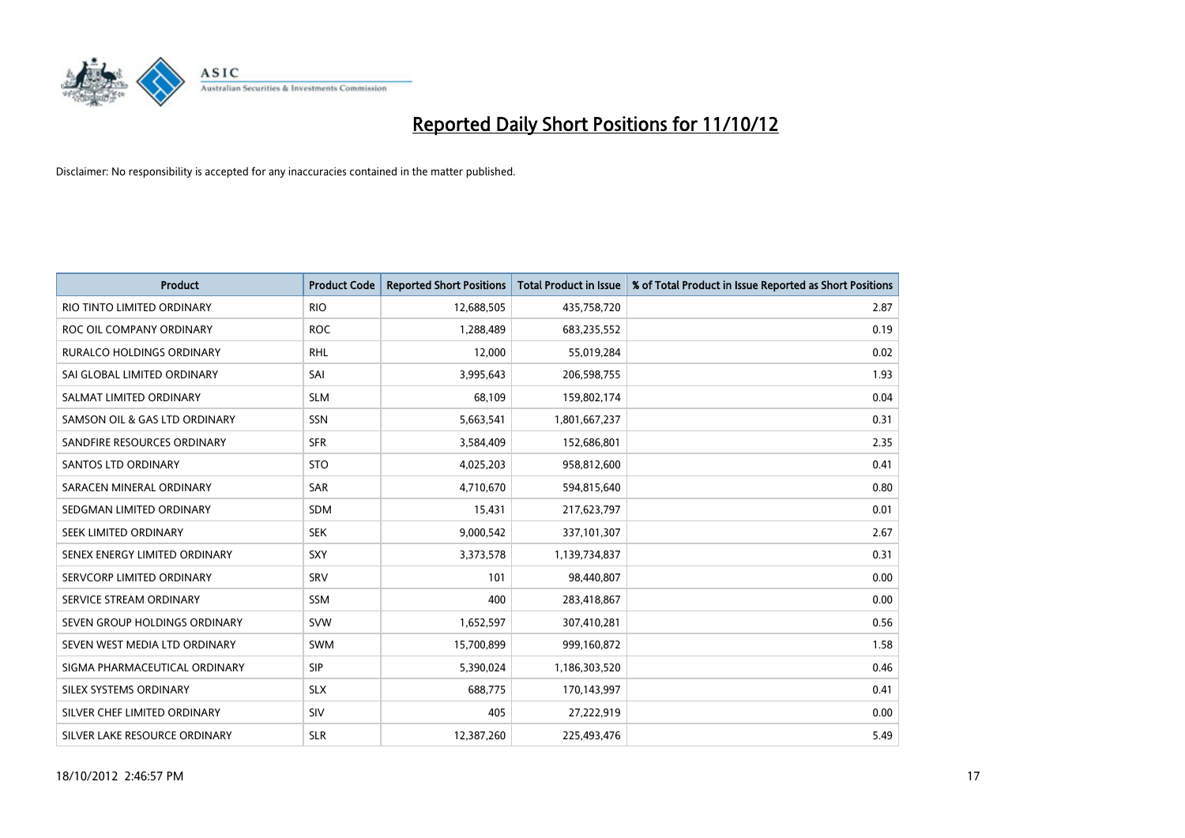# Reported Daily Short Positions for 11/10/12

Disclaimer: No responsibility is accepted for any inaccuracies contained in the matter published.

| Product | Product Code | Reported Short Positions | Total Product in Issue | % of Total Product in Issue Reported as Short Positions |
|---|---|---|---|---|
| RIO TINTO LIMITED ORDINARY | RIO | 12,688,505 | 435,758,720 | 2.87 |
| ROC OIL COMPANY ORDINARY | ROC | 1,288,489 | 683,235,552 | 0.19 |
| RURALCO HOLDINGS ORDINARY | RHL | 12,000 | 55,019,284 | 0.02 |
| SAI GLOBAL LIMITED ORDINARY | SAI | 3,995,643 | 206,598,755 | 1.93 |
| SALMAT LIMITED ORDINARY | SLM | 68,109 | 159,802,174 | 0.04 |
| SAMSON OIL & GAS LTD ORDINARY | SSN | 5,663,541 | 1,801,667,237 | 0.31 |
| SANDFIRE RESOURCES ORDINARY | SFR | 3,584,409 | 152,686,801 | 2.35 |
| SANTOS LTD ORDINARY | STO | 4,025,203 | 958,812,600 | 0.41 |
| SARACEN MINERAL ORDINARY | SAR | 4,710,670 | 594,815,640 | 0.80 |
| SEDGMAN LIMITED ORDINARY | SDM | 15,431 | 217,623,797 | 0.01 |
| SEEK LIMITED ORDINARY | SEK | 9,000,542 | 337,101,307 | 2.67 |
| SENEX ENERGY LIMITED ORDINARY | SXY | 3,373,578 | 1,139,734,837 | 0.31 |
| SERVCORP LIMITED ORDINARY | SRV | 101 | 98,440,807 | 0.00 |
| SERVICE STREAM ORDINARY | SSM | 400 | 283,418,867 | 0.00 |
| SEVEN GROUP HOLDINGS ORDINARY | SVW | 1,652,597 | 307,410,281 | 0.56 |
| SEVEN WEST MEDIA LTD ORDINARY | SWM | 15,700,899 | 999,160,872 | 1.58 |
| SIGMA PHARMACEUTICAL ORDINARY | SIP | 5,390,024 | 1,186,303,520 | 0.46 |
| SILEX SYSTEMS ORDINARY | SLX | 688,775 | 170,143,997 | 0.41 |
| SILVER CHEF LIMITED ORDINARY | SIV | 405 | 27,222,919 | 0.00 |
| SILVER LAKE RESOURCE ORDINARY | SLR | 12,387,260 | 225,493,476 | 5.49 |

18/10/2012 2:46:57 PM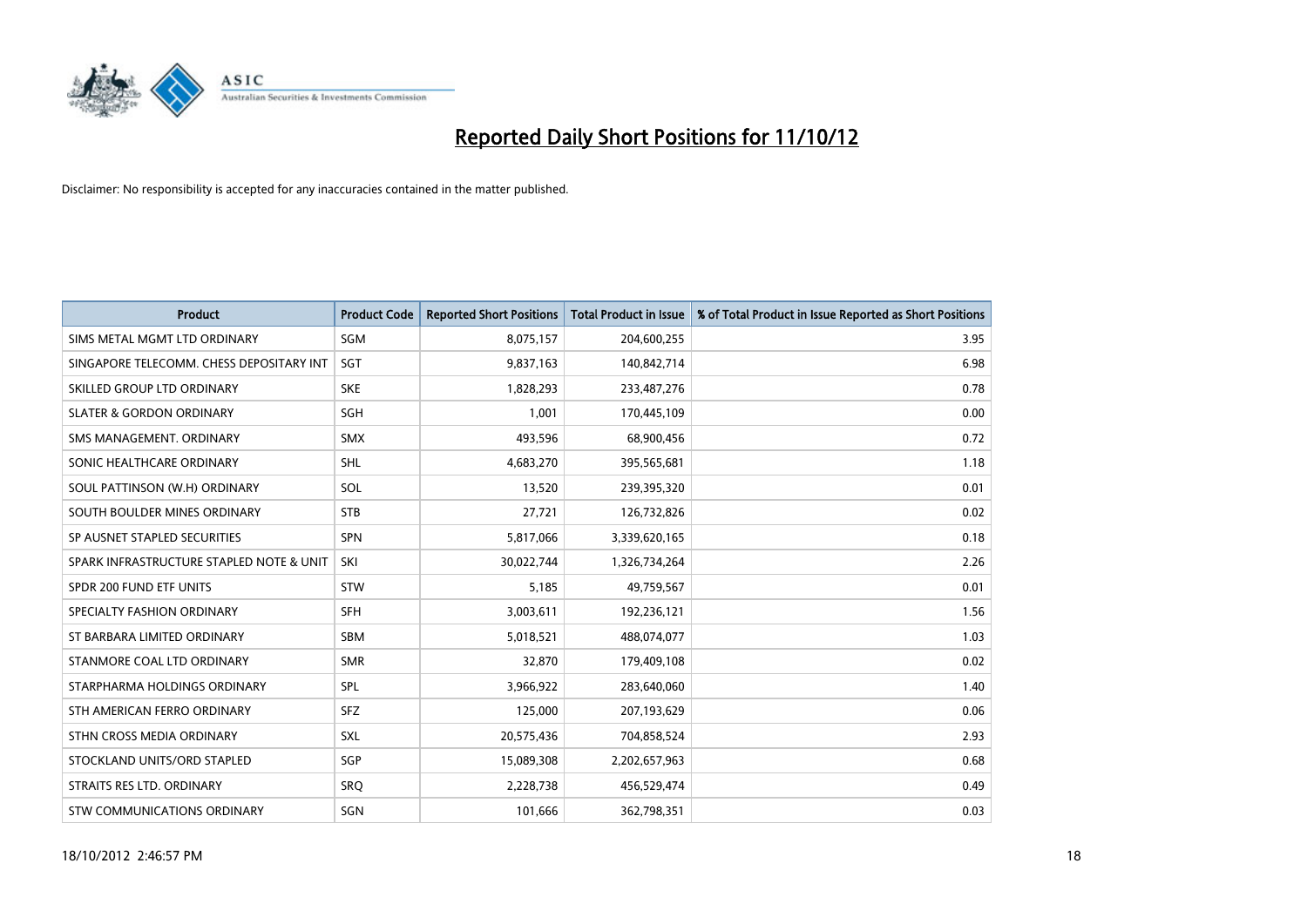# Reported Daily Short Positions for 11/10/12

Disclaimer: No responsibility is accepted for any inaccuracies contained in the matter published.

| Product | Product Code | Reported Short Positions | Total Product in Issue | % of Total Product in Issue Reported as Short Positions |
|---|---|---|---|---|
| SIMS METAL MGMT LTD ORDINARY | SGM | 8,075,157 | 204,600,255 | 3.95 |
| SINGAPORE TELECOMM. CHESS DEPOSITARY INT | SGT | 9,837,163 | 140,842,714 | 6.98 |
| SKILLED GROUP LTD ORDINARY | SKE | 1,828,293 | 233,487,276 | 0.78 |
| SLATER & GORDON ORDINARY | SGH | 1,001 | 170,445,109 | 0.00 |
| SMS MANAGEMENT. ORDINARY | SMX | 493,596 | 68,900,456 | 0.72 |
| SONIC HEALTHCARE ORDINARY | SHL | 4,683,270 | 395,565,681 | 1.18 |
| SOUL PATTINSON (W.H) ORDINARY | SOL | 13,520 | 239,395,320 | 0.01 |
| SOUTH BOULDER MINES ORDINARY | STB | 27,721 | 126,732,826 | 0.02 |
| SP AUSNET STAPLED SECURITIES | SPN | 5,817,066 | 3,339,620,165 | 0.18 |
| SPARK INFRASTRUCTURE STAPLED NOTE & UNIT | SKI | 30,022,744 | 1,326,734,264 | 2.26 |
| SPDR 200 FUND ETF UNITS | STW | 5,185 | 49,759,567 | 0.01 |
| SPECIALTY FASHION ORDINARY | SFH | 3,003,611 | 192,236,121 | 1.56 |
| ST BARBARA LIMITED ORDINARY | SBM | 5,018,521 | 488,074,077 | 1.03 |
| STANMORE COAL LTD ORDINARY | SMR | 32,870 | 179,409,108 | 0.02 |
| STARPHARMA HOLDINGS ORDINARY | SPL | 3,966,922 | 283,640,060 | 1.40 |
| STH AMERICAN FERRO ORDINARY | SFZ | 125,000 | 207,193,629 | 0.06 |
| STHN CROSS MEDIA ORDINARY | SXL | 20,575,436 | 704,858,524 | 2.93 |
| STOCKLAND UNITS/ORD STAPLED | SGP | 15,089,308 | 2,202,657,963 | 0.68 |
| STRAITS RES LTD. ORDINARY | SRQ | 2,228,738 | 456,529,474 | 0.49 |
| STW COMMUNICATIONS ORDINARY | SGN | 101,666 | 362,798,351 | 0.03 |

18/10/2012 2:46:57 PM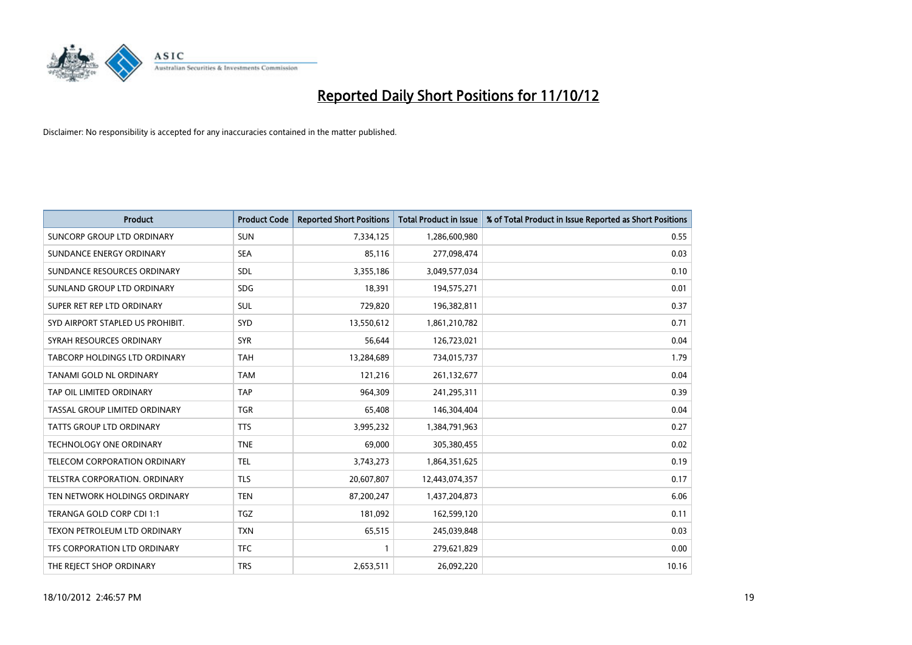# Reported Daily Short Positions for 11/10/12

Disclaimer: No responsibility is accepted for any inaccuracies contained in the matter published.

| Product | Product Code | Reported Short Positions | Total Product in Issue | % of Total Product in Issue Reported as Short Positions |
|---|---|---|---|---|
| SUNCORP GROUP LTD ORDINARY | SUN | 7,334,125 | 1,286,600,980 | 0.55 |
| SUNDANCE ENERGY ORDINARY | SEA | 85,116 | 277,098,474 | 0.03 |
| SUNDANCE RESOURCES ORDINARY | SDL | 3,355,186 | 3,049,577,034 | 0.10 |
| SUNLAND GROUP LTD ORDINARY | SDG | 18,391 | 194,575,271 | 0.01 |
| SUPER RET REP LTD ORDINARY | SUL | 729,820 | 196,382,811 | 0.37 |
| SYD AIRPORT STAPLED US PROHIBIT. | SYD | 13,550,612 | 1,861,210,782 | 0.71 |
| SYRAH RESOURCES ORDINARY | SYR | 56,644 | 126,723,021 | 0.04 |
| TABCORP HOLDINGS LTD ORDINARY | TAH | 13,284,689 | 734,015,737 | 1.79 |
| TANAMI GOLD NL ORDINARY | TAM | 121,216 | 261,132,677 | 0.04 |
| TAP OIL LIMITED ORDINARY | TAP | 964,309 | 241,295,311 | 0.39 |
| TASSAL GROUP LIMITED ORDINARY | TGR | 65,408 | 146,304,404 | 0.04 |
| TATTS GROUP LTD ORDINARY | TTS | 3,995,232 | 1,384,791,963 | 0.27 |
| TECHNOLOGY ONE ORDINARY | TNE | 69,000 | 305,380,455 | 0.02 |
| TELECOM CORPORATION ORDINARY | TEL | 3,743,273 | 1,864,351,625 | 0.19 |
| TELSTRA CORPORATION. ORDINARY | TLS | 20,607,807 | 12,443,074,357 | 0.17 |
| TEN NETWORK HOLDINGS ORDINARY | TEN | 87,200,247 | 1,437,204,873 | 6.06 |
| TERANGA GOLD CORP CDI 1:1 | TGZ | 181,092 | 162,599,120 | 0.11 |
| TEXON PETROLEUM LTD ORDINARY | TXN | 65,515 | 245,039,848 | 0.03 |
| TFS CORPORATION LTD ORDINARY | TFC | 1 | 279,621,829 | 0.00 |
| THE REJECT SHOP ORDINARY | TRS | 2,653,511 | 26,092,220 | 10.16 |

18/10/2012 2:46:57 PM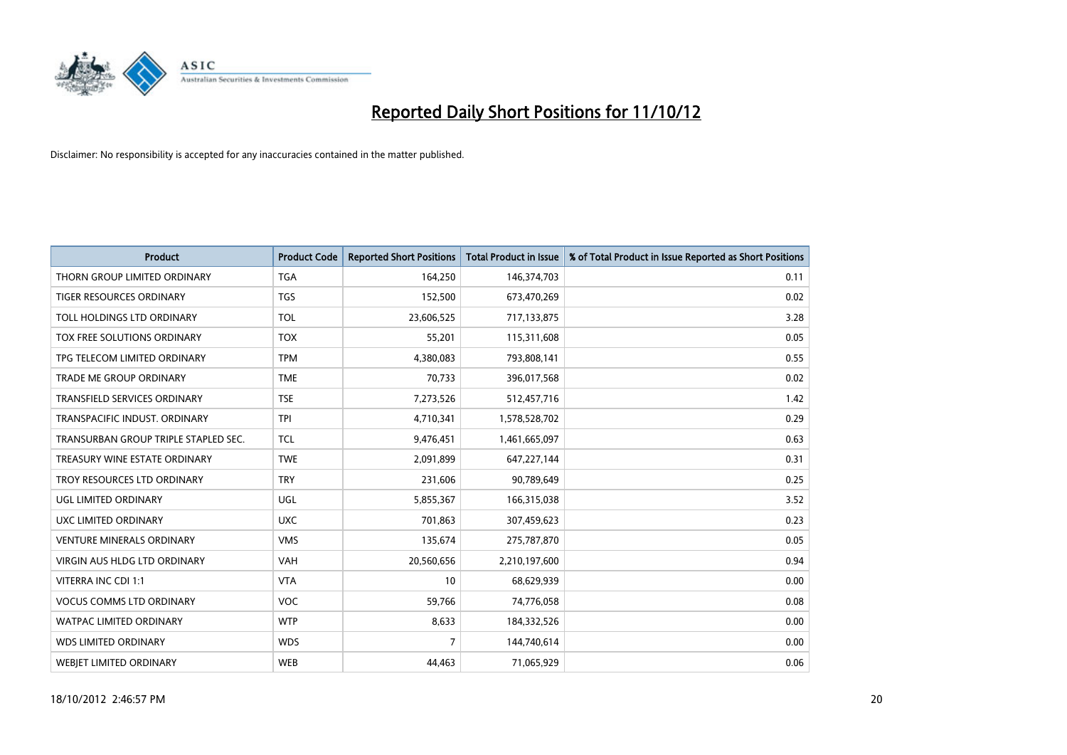# Reported Daily Short Positions for 11/10/12

Disclaimer: No responsibility is accepted for any inaccuracies contained in the matter published.

| Product | Product Code | Reported Short Positions | Total Product in Issue | % of Total Product in Issue Reported as Short Positions |
|---|---|---|---|---|
| THORN GROUP LIMITED ORDINARY | TGA | 164,250 | 146,374,703 | 0.11 |
| TIGER RESOURCES ORDINARY | TGS | 152,500 | 673,470,269 | 0.02 |
| TOLL HOLDINGS LTD ORDINARY | TOL | 23,606,525 | 717,133,875 | 3.28 |
| TOX FREE SOLUTIONS ORDINARY | TOX | 55,201 | 115,311,608 | 0.05 |
| TPG TELECOM LIMITED ORDINARY | TPM | 4,380,083 | 793,808,141 | 0.55 |
| TRADE ME GROUP ORDINARY | TME | 70,733 | 396,017,568 | 0.02 |
| TRANSFIELD SERVICES ORDINARY | TSE | 7,273,526 | 512,457,716 | 1.42 |
| TRANSPACIFIC INDUST. ORDINARY | TPI | 4,710,341 | 1,578,528,702 | 0.29 |
| TRANSURBAN GROUP TRIPLE STAPLED SEC. | TCL | 9,476,451 | 1,461,665,097 | 0.63 |
| TREASURY WINE ESTATE ORDINARY | TWE | 2,091,899 | 647,227,144 | 0.31 |
| TROY RESOURCES LTD ORDINARY | TRY | 231,606 | 90,789,649 | 0.25 |
| UGL LIMITED ORDINARY | UGL | 5,855,367 | 166,315,038 | 3.52 |
| UXC LIMITED ORDINARY | UXC | 701,863 | 307,459,623 | 0.23 |
| VENTURE MINERALS ORDINARY | VMS | 135,674 | 275,787,870 | 0.05 |
| VIRGIN AUS HLDG LTD ORDINARY | VAH | 20,560,656 | 2,210,197,600 | 0.94 |
| VITERRA INC CDI 1:1 | VTA | 10 | 68,629,939 | 0.00 |
| VOCUS COMMS LTD ORDINARY | VOC | 59,766 | 74,776,058 | 0.08 |
| WATPAC LIMITED ORDINARY | WTP | 8,633 | 184,332,526 | 0.00 |
| WDS LIMITED ORDINARY | WDS | 7 | 144,740,614 | 0.00 |
| WEBJET LIMITED ORDINARY | WEB | 44,463 | 71,065,929 | 0.06 |

18/10/2012 2:46:57 PM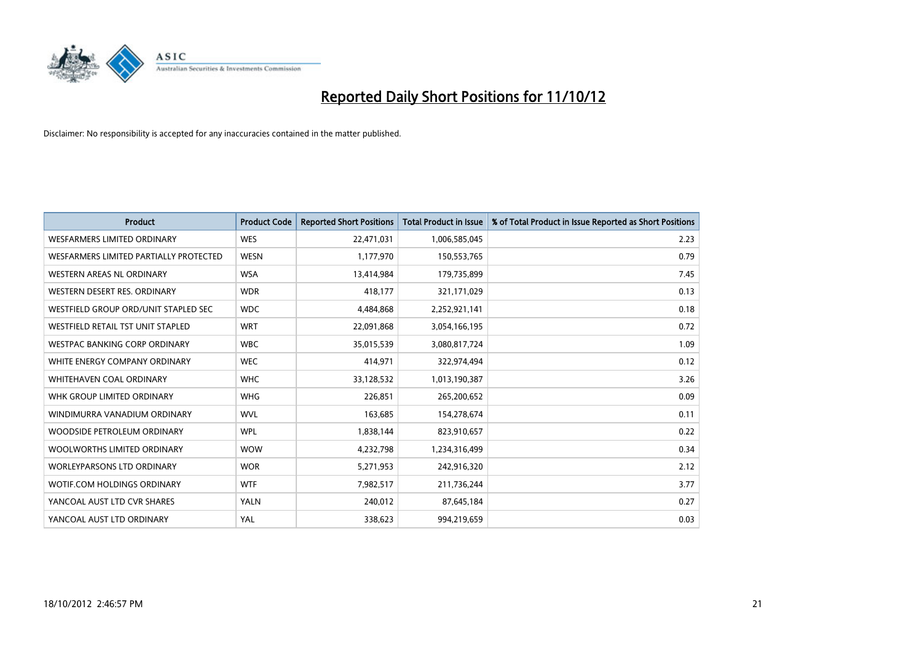# Reported Daily Short Positions for 11/10/12

Disclaimer: No responsibility is accepted for any inaccuracies contained in the matter published.

| Product | Product Code | Reported Short Positions | Total Product in Issue | % of Total Product in Issue Reported as Short Positions |
|---|---|---|---|---|
| WESFARMERS LIMITED ORDINARY | WES | 22,471,031 | 1,006,585,045 | 2.23 |
| WESFARMERS LIMITED PARTIALLY PROTECTED | WESN | 1,177,970 | 150,553,765 | 0.79 |
| WESTERN AREAS NL ORDINARY | WSA | 13,414,984 | 179,735,899 | 7.45 |
| WESTERN DESERT RES. ORDINARY | WDR | 418,177 | 321,171,029 | 0.13 |
| WESTFIELD GROUP ORD/UNIT STAPLED SEC | WDC | 4,484,868 | 2,252,921,141 | 0.18 |
| WESTFIELD RETAIL TST UNIT STAPLED | WRT | 22,091,868 | 3,054,166,195 | 0.72 |
| WESTPAC BANKING CORP ORDINARY | WBC | 35,015,539 | 3,080,817,724 | 1.09 |
| WHITE ENERGY COMPANY ORDINARY | WEC | 414,971 | 322,974,494 | 0.12 |
| WHITEHAVEN COAL ORDINARY | WHC | 33,128,532 | 1,013,190,387 | 3.26 |
| WHK GROUP LIMITED ORDINARY | WHG | 226,851 | 265,200,652 | 0.09 |
| WINDIMURRA VANADIUM ORDINARY | WVL | 163,685 | 154,278,674 | 0.11 |
| WOODSIDE PETROLEUM ORDINARY | WPL | 1,838,144 | 823,910,657 | 0.22 |
| WOOLWORTHS LIMITED ORDINARY | WOW | 4,232,798 | 1,234,316,499 | 0.34 |
| WORLEYPARSONS LTD ORDINARY | WOR | 5,271,953 | 242,916,320 | 2.12 |
| WOTIF.COM HOLDINGS ORDINARY | WTF | 7,982,517 | 211,736,244 | 3.77 |
| YANCOAL AUST LTD CVR SHARES | YALN | 240,012 | 87,645,184 | 0.27 |
| YANCOAL AUST LTD ORDINARY | YAL | 338,623 | 994,219,659 | 0.03 |

18/10/2012 2:46:57 PM